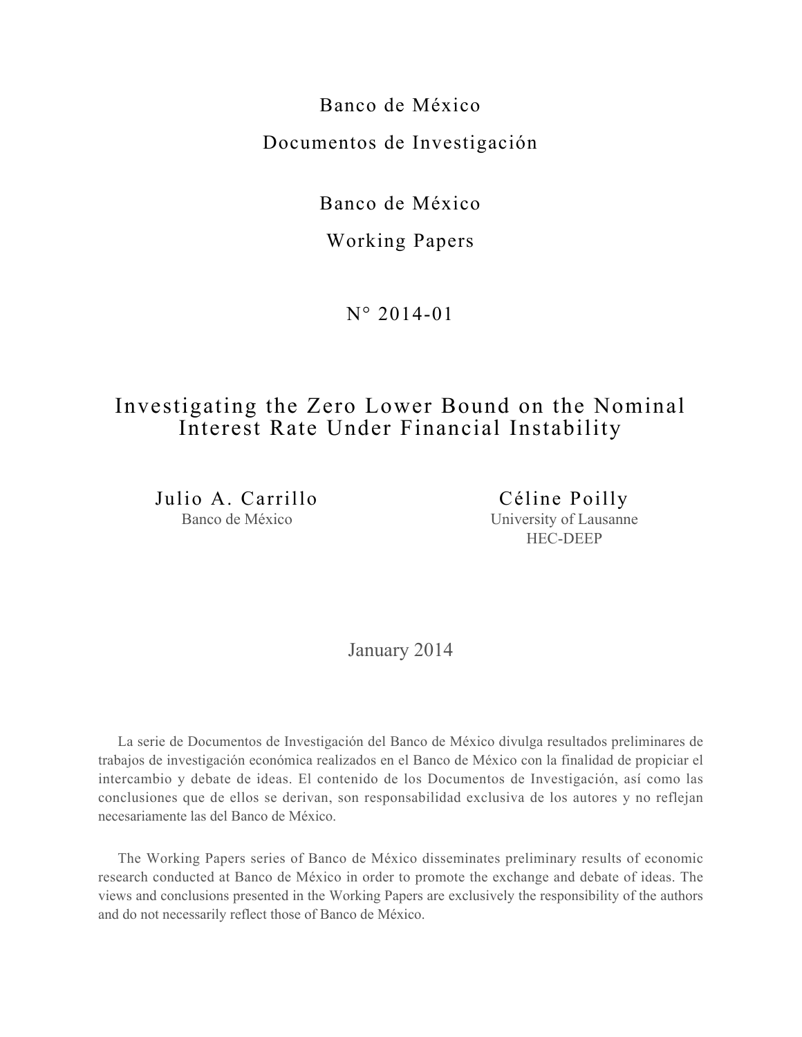Banco de México

Documentos de Investigación

Banco de México

Working Papers

N° 2014-01

# Investigating the Zero Lower Bound on the Nominal Interest Rate Under Financial Instability

Julio A. Carrillo
Banco de México

Céline Poilly
University of Lausanne
HEC-DEEP

January 2014

La serie de Documentos de Investigación del Banco de México divulga resultados preliminares de trabajos de investigación económica realizados en el Banco de México con la finalidad de propiciar el intercambio y debate de ideas. El contenido de los Documentos de Investigación, así como las conclusiones que de ellos se derivan, son responsabilidad exclusiva de los autores y no reflejan necesariamente las del Banco de México.

The Working Papers series of Banco de México disseminates preliminary results of economic research conducted at Banco de México in order to promote the exchange and debate of ideas. The views and conclusions presented in the Working Papers are exclusively the responsibility of the authors and do not necessarily reflect those of Banco de México.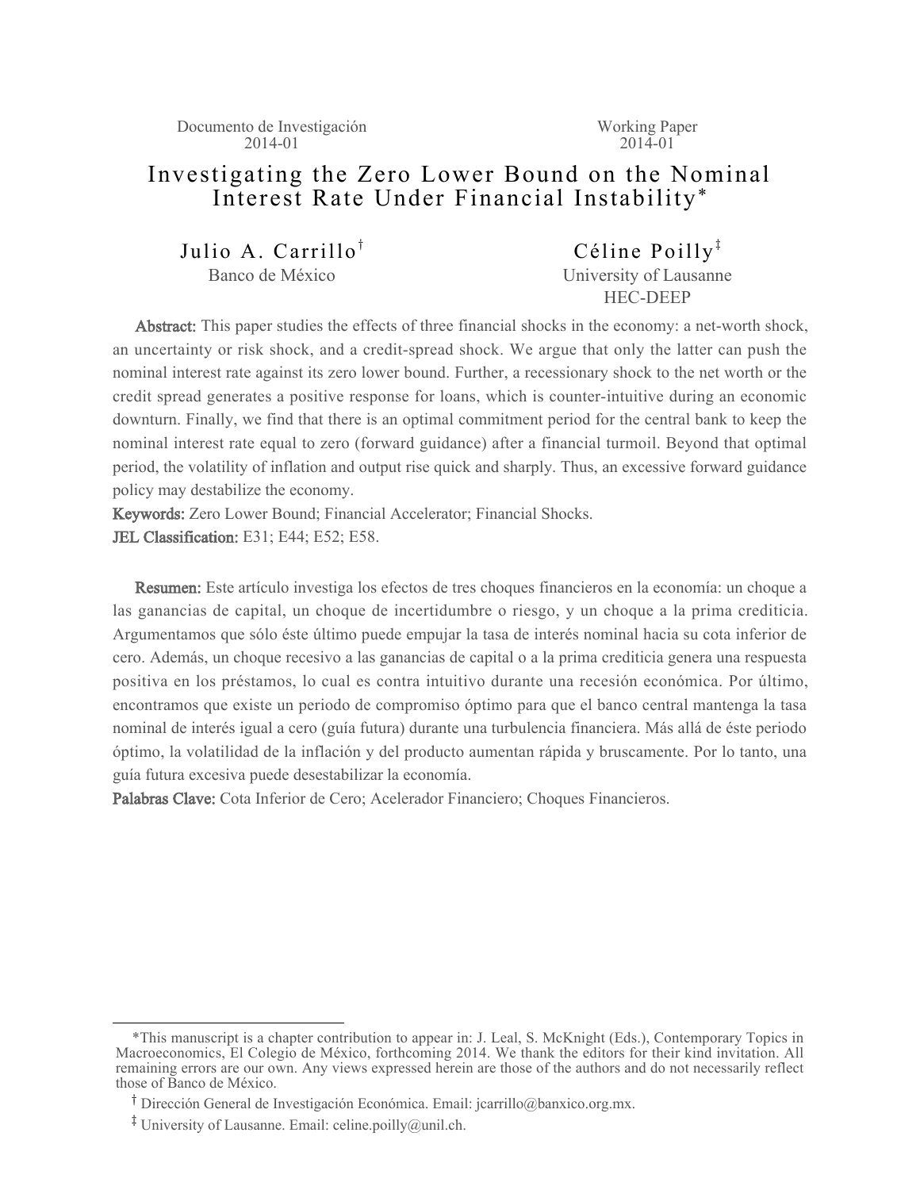Documento de Investigación 2014-01

Working Paper 2014-01

# Investigating the Zero Lower Bound on the Nominal Interest Rate Under Financial Instability*

**Julio A. Carrillo**[†]
Banco de México

**Céline Poilly**[‡]
University of Lausanne
HEC-DEEP

**Abstract:** This paper studies the effects of three financial shocks in the economy: a net-worth shock, an uncertainty or risk shock, and a credit-spread shock. We argue that only the latter can push the nominal interest rate against its zero lower bound. Further, a recessionary shock to the net worth or the credit spread generates a positive response for loans, which is counter-intuitive during an economic downturn. Finally, we find that there is an optimal commitment period for the central bank to keep the nominal interest rate equal to zero (forward guidance) after a financial turmoil. Beyond that optimal period, the volatility of inflation and output rise quick and sharply. Thus, an excessive forward guidance policy may destabilize the economy.

**Keywords:** Zero Lower Bound; Financial Accelerator; Financial Shocks.

**JEL Classification:** E31; E44; E52; E58.

**Resumen:** Este artículo investiga los efectos de tres choques financieros en la economía: un choque a las ganancias de capital, un choque de incertidumbre o riesgo, y un choque a la prima crediticia. Argumentamos que sólo éste último puede empujar la tasa de interés nominal hacia su cota inferior de cero. Además, un choque recesivo a las ganancias de capital o a la prima crediticia genera una respuesta positiva en los préstamos, lo cual es contra intuitivo durante una recesión económica. Por último, encontramos que existe un periodo de compromiso óptimo para que el banco central mantenga la tasa nominal de interés igual a cero (guía futura) durante una turbulencia financiera. Más allá de éste periodo óptimo, la volatilidad de la inflación y del producto aumentan rápida y bruscamente. Por lo tanto, una guía futura excesiva puede desestabilizar la economía.

**Palabras Clave:** Cota Inferior de Cero; Acelerador Financiero; Choques Financieros.

---

*This manuscript is a chapter contribution to appear in: J. Leal, S. McKnight (Eds.), Contemporary Topics in Macroeconomics, El Colegio de México, forthcoming 2014. We thank the editors for their kind invitation. All remaining errors are our own. Any views expressed herein are those of the authors and do not necessarily reflect those of Banco de México.

[†] Dirección General de Investigación Económica. Email: jcarrillo@banxico.org.mx.

[‡] University of Lausanne. Email: celine.poilly@unil.ch.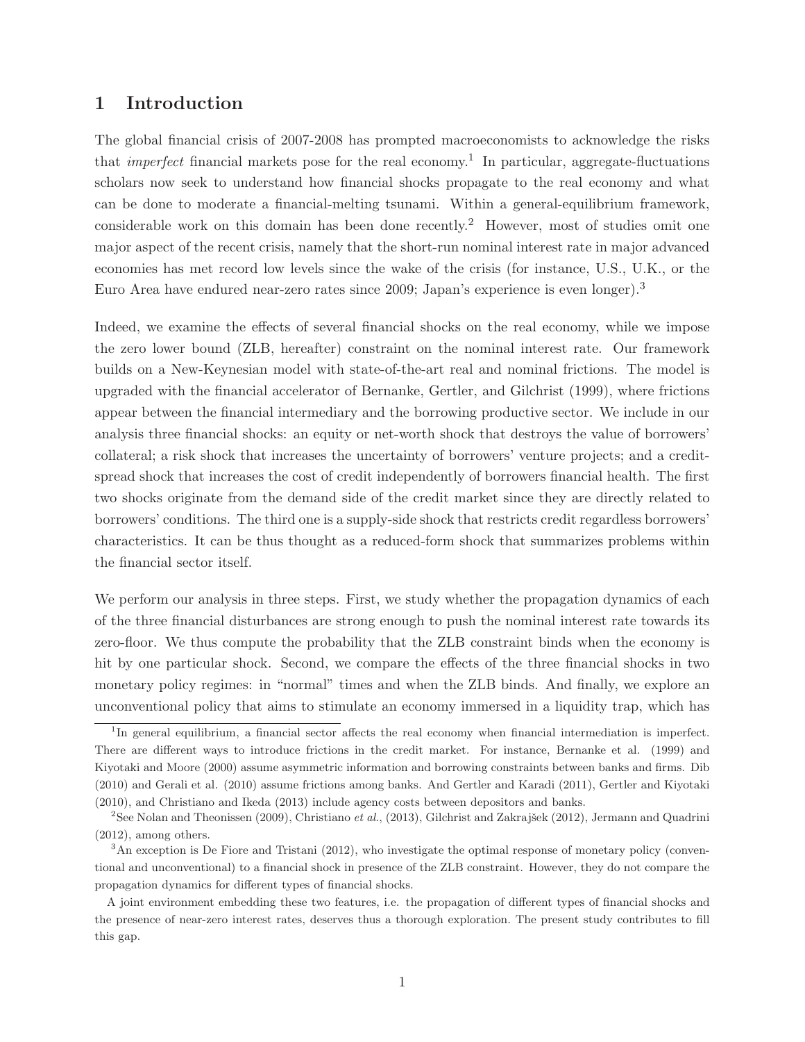# 1 Introduction

The global financial crisis of 2007-2008 has prompted macroeconomists to acknowledge the risks that *imperfect* financial markets pose for the real economy.[1] In particular, aggregate-fluctuations scholars now seek to understand how financial shocks propagate to the real economy and what can be done to moderate a financial-melting tsunami. Within a general-equilibrium framework, considerable work on this domain has been done recently.[2] However, most of studies omit one major aspect of the recent crisis, namely that the short-run nominal interest rate in major advanced economies has met record low levels since the wake of the crisis (for instance, U.S., U.K., or the Euro Area have endured near-zero rates since 2009; Japan's experience is even longer).[3]

Indeed, we examine the effects of several financial shocks on the real economy, while we impose the zero lower bound (ZLB, hereafter) constraint on the nominal interest rate. Our framework builds on a New-Keynesian model with state-of-the-art real and nominal frictions. The model is upgraded with the financial accelerator of Bernanke, Gertler, and Gilchrist (1999), where frictions appear between the financial intermediary and the borrowing productive sector. We include in our analysis three financial shocks: an equity or net-worth shock that destroys the value of borrowers' collateral; a risk shock that increases the uncertainty of borrowers' venture projects; and a credit-spread shock that increases the cost of credit independently of borrowers financial health. The first two shocks originate from the demand side of the credit market since they are directly related to borrowers' conditions. The third one is a supply-side shock that restricts credit regardless borrowers' characteristics. It can be thus thought as a reduced-form shock that summarizes problems within the financial sector itself.

We perform our analysis in three steps. First, we study whether the propagation dynamics of each of the three financial disturbances are strong enough to push the nominal interest rate towards its zero-floor. We thus compute the probability that the ZLB constraint binds when the economy is hit by one particular shock. Second, we compare the effects of the three financial shocks in two monetary policy regimes: in "normal" times and when the ZLB binds. And finally, we explore an unconventional policy that aims to stimulate an economy immersed in a liquidity trap, which has

[1] In general equilibrium, a financial sector affects the real economy when financial intermediation is imperfect. There are different ways to introduce frictions in the credit market. For instance, Bernanke et al. (1999) and Kiyotaki and Moore (2000) assume asymmetric information and borrowing constraints between banks and firms. Dib (2010) and Gerali et al. (2010) assume frictions among banks. And Gertler and Karadi (2011), Gertler and Kiyotaki (2010), and Christiano and Ikeda (2013) include agency costs between depositors and banks.

[2] See Nolan and Theonissen (2009), Christiano *et al.*, (2013), Gilchrist and Zakrajšek (2012), Jermann and Quadrini (2012), among others.

[3] An exception is De Fiore and Tristani (2012), who investigate the optimal response of monetary policy (conventional and unconventional) to a financial shock in presence of the ZLB constraint. However, they do not compare the propagation dynamics for different types of financial shocks.

A joint environment embedding these two features, i.e. the propagation of different types of financial shocks and the presence of near-zero interest rates, deserves thus a thorough exploration. The present study contributes to fill this gap.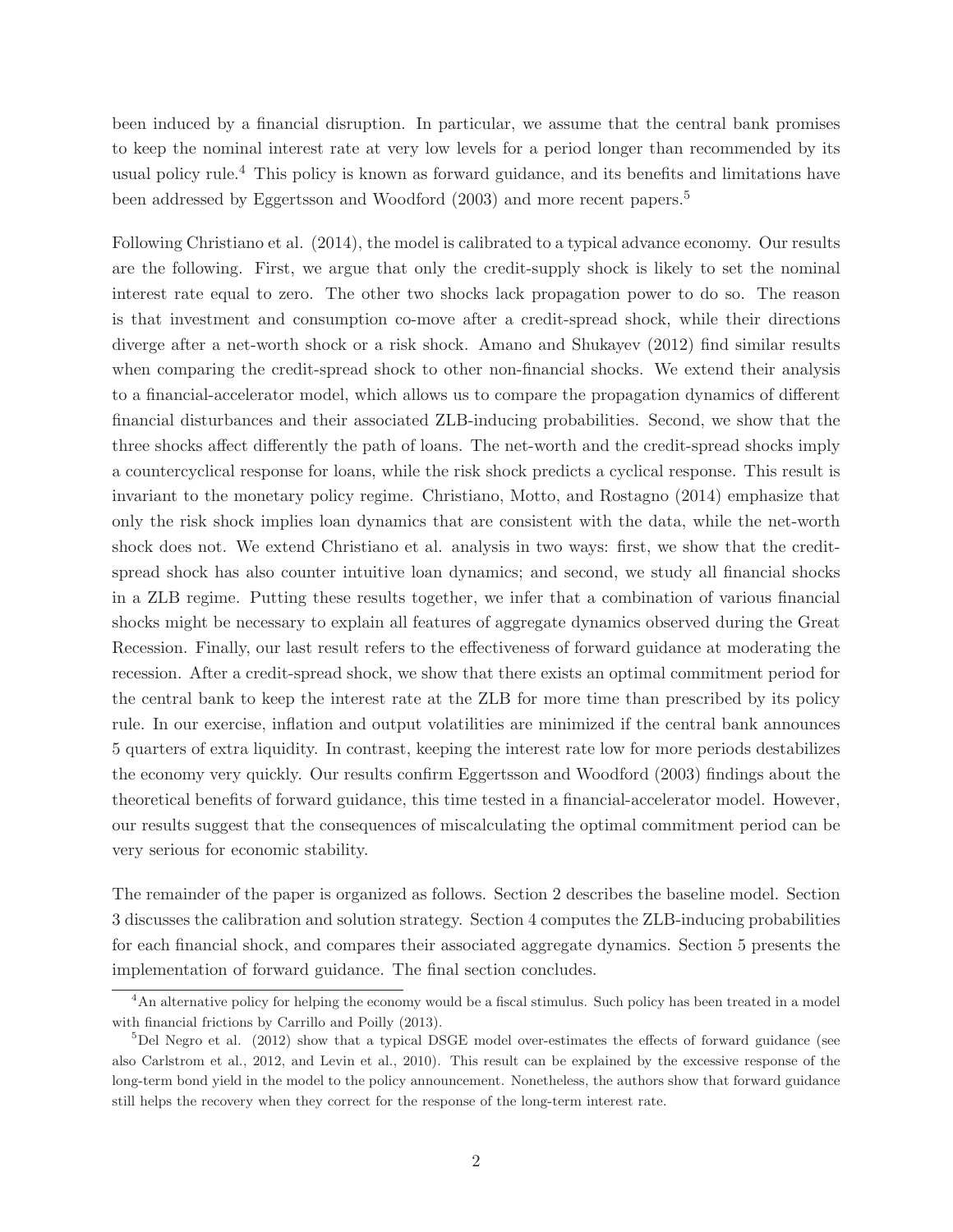been induced by a financial disruption. In particular, we assume that the central bank promises to keep the nominal interest rate at very low levels for a period longer than recommended by its usual policy rule.[4] This policy is known as forward guidance, and its benefits and limitations have been addressed by Eggertsson and Woodford (2003) and more recent papers.[5]

Following Christiano et al. (2014), the model is calibrated to a typical advance economy. Our results are the following. First, we argue that only the credit-supply shock is likely to set the nominal interest rate equal to zero. The other two shocks lack propagation power to do so. The reason is that investment and consumption co-move after a credit-spread shock, while their directions diverge after a net-worth shock or a risk shock. Amano and Shukayev (2012) find similar results when comparing the credit-spread shock to other non-financial shocks. We extend their analysis to a financial-accelerator model, which allows us to compare the propagation dynamics of different financial disturbances and their associated ZLB-inducing probabilities. Second, we show that the three shocks affect differently the path of loans. The net-worth and the credit-spread shocks imply a countercyclical response for loans, while the risk shock predicts a cyclical response. This result is invariant to the monetary policy regime. Christiano, Motto, and Rostagno (2014) emphasize that only the risk shock implies loan dynamics that are consistent with the data, while the net-worth shock does not. We extend Christiano et al. analysis in two ways: first, we show that the credit-spread shock has also counter intuitive loan dynamics; and second, we study all financial shocks in a ZLB regime. Putting these results together, we infer that a combination of various financial shocks might be necessary to explain all features of aggregate dynamics observed during the Great Recession. Finally, our last result refers to the effectiveness of forward guidance at moderating the recession. After a credit-spread shock, we show that there exists an optimal commitment period for the central bank to keep the interest rate at the ZLB for more time than prescribed by its policy rule. In our exercise, inflation and output volatilities are minimized if the central bank announces 5 quarters of extra liquidity. In contrast, keeping the interest rate low for more periods destabilizes the economy very quickly. Our results confirm Eggertsson and Woodford (2003) findings about the theoretical benefits of forward guidance, this time tested in a financial-accelerator model. However, our results suggest that the consequences of miscalculating the optimal commitment period can be very serious for economic stability.

The remainder of the paper is organized as follows. Section 2 describes the baseline model. Section 3 discusses the calibration and solution strategy. Section 4 computes the ZLB-inducing probabilities for each financial shock, and compares their associated aggregate dynamics. Section 5 presents the implementation of forward guidance. The final section concludes.

[4] An alternative policy for helping the economy would be a fiscal stimulus. Such policy has been treated in a model with financial frictions by Carrillo and Poilly (2013).

[5] Del Negro et al. (2012) show that a typical DSGE model over-estimates the effects of forward guidance (see also Carlstrom et al., 2012, and Levin et al., 2010). This result can be explained by the excessive response of the long-term bond yield in the model to the policy announcement. Nonetheless, the authors show that forward guidance still helps the recovery when they correct for the response of the long-term interest rate.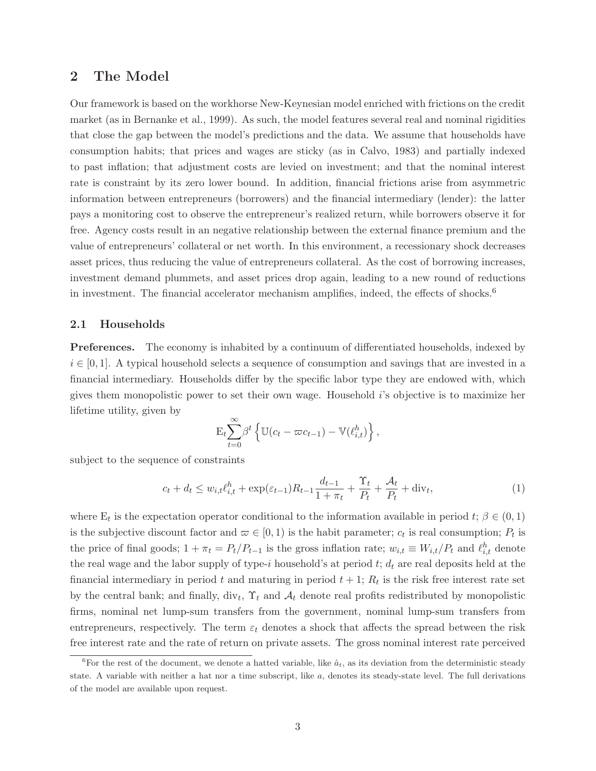## 2 The Model

Our framework is based on the workhorse New-Keynesian model enriched with frictions on the credit market (as in Bernanke et al., 1999). As such, the model features several real and nominal rigidities that close the gap between the model's predictions and the data. We assume that households have consumption habits; that prices and wages are sticky (as in Calvo, 1983) and partially indexed to past inflation; that adjustment costs are levied on investment; and that the nominal interest rate is constraint by its zero lower bound. In addition, financial frictions arise from asymmetric information between entrepreneurs (borrowers) and the financial intermediary (lender): the latter pays a monitoring cost to observe the entrepreneur's realized return, while borrowers observe it for free. Agency costs result in an negative relationship between the external finance premium and the value of entrepreneurs' collateral or net worth. In this environment, a recessionary shock decreases asset prices, thus reducing the value of entrepreneurs collateral. As the cost of borrowing increases, investment demand plummets, and asset prices drop again, leading to a new round of reductions in investment. The financial accelerator mechanism amplifies, indeed, the effects of shocks.[6]

### 2.1 Households

**Preferences.** The economy is inhabited by a continuum of differentiated households, indexed by $i \in [0, 1]$. A typical household selects a sequence of consumption and savings that are invested in a financial intermediary. Households differ by the specific labor type they are endowed with, which gives them monopolistic power to set their own wage. Household $i$'s objective is to maximize her lifetime utility, given by

$$\mathrm{E}_t \sum_{t=0}^{\infty} \beta^t \left\{ \mathbb{U}(c_t - \varpi c_{t-1}) - \mathbb{V}(\ell_{i,t}^h) \right\},$$

subject to the sequence of constraints

$$c_t + d_t \leq w_{i,t} \ell_{i,t}^h + \exp(\varepsilon_{t-1}) R_{t-1} \frac{d_{t-1}}{1 + \pi_t} + \frac{\Upsilon_t}{P_t} + \frac{\mathcal{A}_t}{P_t} + \mathrm{div}_t, \tag{1}$$

where $\mathrm{E}_t$ is the expectation operator conditional to the information available in period $t$; $\beta \in (0, 1)$ is the subjective discount factor and $\varpi \in [0, 1)$ is the habit parameter; $c_t$ is real consumption; $P_t$ is the price of final goods; $1 + \pi_t = P_t / P_{t-1}$ is the gross inflation rate; $w_{i,t} \equiv W_{i,t}/P_t$ and $\ell_{i,t}^h$ denote the real wage and the labor supply of type-$i$ household's at period $t$; $d_t$ are real deposits held at the financial intermediary in period $t$ and maturing in period $t + 1$; $R_t$ is the risk free interest rate set by the central bank; and finally, $\mathrm{div}_t$, $\Upsilon_t$ and $\mathcal{A}_t$ denote real profits redistributed by monopolistic firms, nominal net lump-sum transfers from the government, nominal lump-sum transfers from entrepreneurs, respectively. The term $\varepsilon_t$ denotes a shock that affects the spread between the risk free interest rate and the rate of return on private assets. The gross nominal interest rate perceived

[6] For the rest of the document, we denote a hatted variable, like $\hat{a}_t$, as its deviation from the deterministic steady state. A variable with neither a hat nor a time subscript, like $a$, denotes its steady-state level. The full derivations of the model are available upon request.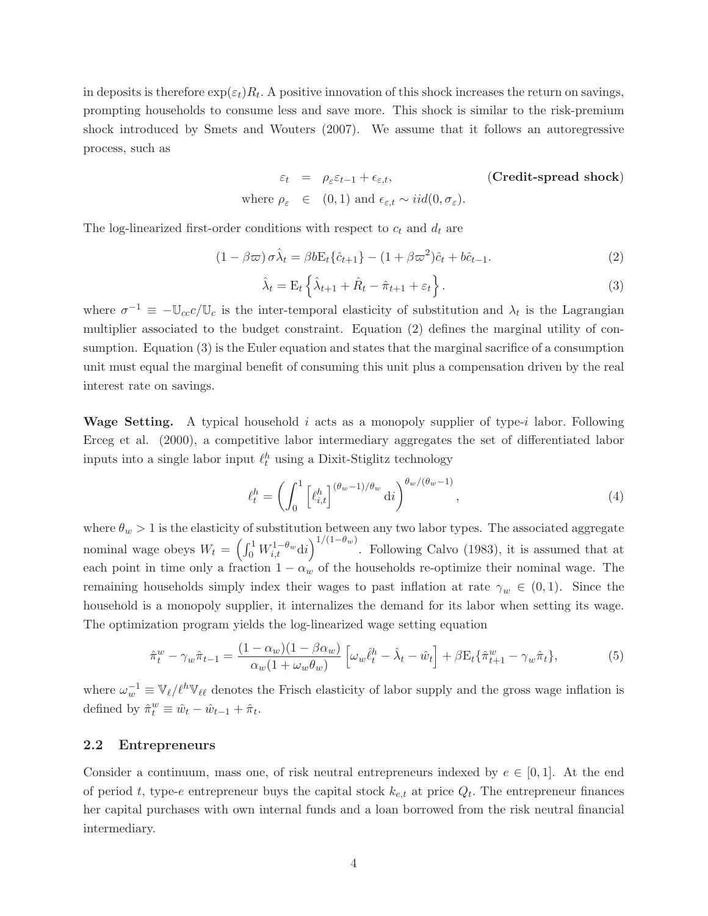in deposits is therefore $\exp(\varepsilon_t)R_t$. A positive innovation of this shock increases the return on savings, prompting households to consume less and save more. This shock is similar to the risk-premium shock introduced by Smets and Wouters (2007). We assume that it follows an autoregressive process, such as

$$\begin{aligned} \varepsilon_t &= \rho_\varepsilon \varepsilon_{t-1} + \epsilon_{\varepsilon,t}, \qquad \textbf{(Credit-spread shock)} \\ \text{where } \rho_\varepsilon &\in (0,1) \text{ and } \epsilon_{\varepsilon,t} \sim iid(0, \sigma_\varepsilon). \end{aligned}$$

The log-linearized first-order conditions with respect to $c_t$ and $d_t$ are

$$(1 - \beta\varpi)\,\sigma\hat{\lambda}_t = \beta b \mathrm{E}_t\{\hat{c}_{t+1}\} - (1 + \beta\varpi^2)\hat{c}_t + b\hat{c}_{t-1}. \tag{2}$$

$$\hat{\lambda}_t = \mathrm{E}_t\left\{\hat{\lambda}_{t+1} + \hat{R}_t - \hat{\pi}_{t+1} + \varepsilon_t\right\}. \tag{3}$$

where $\sigma^{-1} \equiv -\mathbb{U}_{cc}c/\mathbb{U}_c$ is the inter-temporal elasticity of substitution and $\lambda_t$ is the Lagrangian multiplier associated to the budget constraint. Equation (2) defines the marginal utility of consumption. Equation (3) is the Euler equation and states that the marginal sacrifice of a consumption unit must equal the marginal benefit of consuming this unit plus a compensation driven by the real interest rate on savings.

**Wage Setting.** A typical household $i$ acts as a monopoly supplier of type-$i$ labor. Following Erceg et al. (2000), a competitive labor intermediary aggregates the set of differentiated labor inputs into a single labor input $\ell_t^h$ using a Dixit-Stiglitz technology

$$\ell_t^h = \left(\int_0^1 \left[\ell_{i,t}^h\right]^{(\theta_w-1)/\theta_w} \mathrm{d}i\right)^{\theta_w/(\theta_w-1)}, \tag{4}$$

where $\theta_w > 1$ is the elasticity of substitution between any two labor types. The associated aggregate nominal wage obeys $W_t = \left(\int_0^1 W_{i,t}^{1-\theta_w}\mathrm{d}i\right)^{1/(1-\theta_w)}$. Following Calvo (1983), it is assumed that at each point in time only a fraction $1 - \alpha_w$ of the households re-optimize their nominal wage. The remaining households simply index their wages to past inflation at rate $\gamma_w \in (0,1)$. Since the household is a monopoly supplier, it internalizes the demand for its labor when setting its wage. The optimization program yields the log-linearized wage setting equation

$$\hat{\pi}_t^w - \gamma_w\hat{\pi}_{t-1} = \frac{(1-\alpha_w)(1-\beta\alpha_w)}{\alpha_w(1+\omega_w\theta_w)}\left[\omega_w\hat{\ell}_t^h - \hat{\lambda}_t - \hat{w}_t\right] + \beta\mathrm{E}_t\{\hat{\pi}_{t+1}^w - \gamma_w\hat{\pi}_t\}, \tag{5}$$

where $\omega_w^{-1} \equiv \mathbb{V}_\ell/\ell^h\mathbb{V}_{\ell\ell}$ denotes the Frisch elasticity of labor supply and the gross wage inflation is defined by $\hat{\pi}_t^w \equiv \hat{w}_t - \hat{w}_{t-1} + \hat{\pi}_t$.

## 2.2 Entrepreneurs

Consider a continuum, mass one, of risk neutral entrepreneurs indexed by $e \in [0,1]$. At the end of period $t$, type-$e$ entrepreneur buys the capital stock $k_{e,t}$ at price $Q_t$. The entrepreneur finances her capital purchases with own internal funds and a loan borrowed from the risk neutral financial intermediary.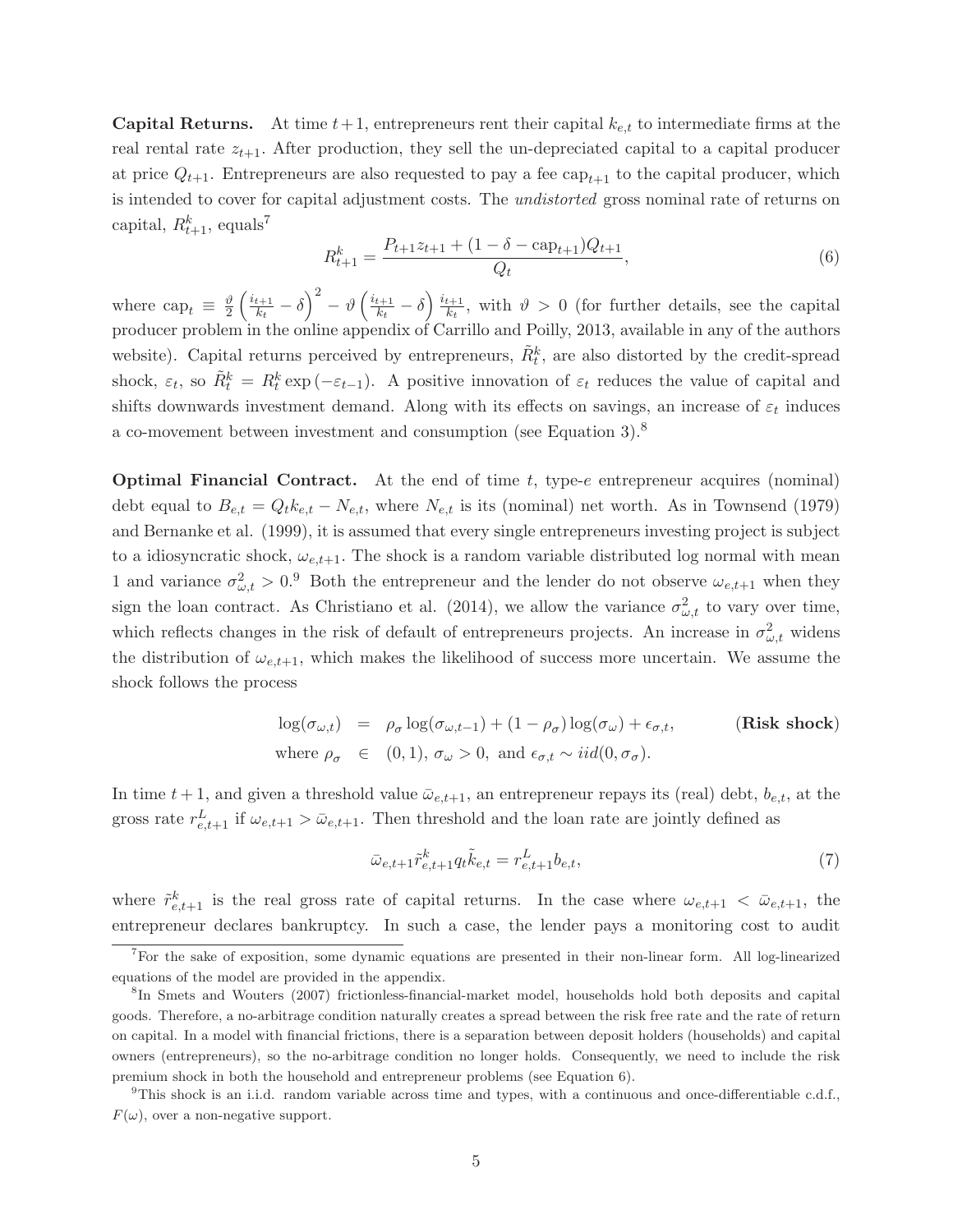**Capital Returns.** At time $t+1$, entrepreneurs rent their capital $k_{e,t}$ to intermediate firms at the real rental rate $z_{t+1}$. After production, they sell the un-depreciated capital to a capital producer at price $Q_{t+1}$. Entrepreneurs are also requested to pay a fee $\text{cap}_{t+1}$ to the capital producer, which is intended to cover for capital adjustment costs. The *undistorted* gross nominal rate of returns on capital, $R^k_{t+1}$, equals[7]

$$R^k_{t+1} = \frac{P_{t+1}z_{t+1} + (1 - \delta - \text{cap}_{t+1})Q_{t+1}}{Q_t}, \tag{6}$$

where $\text{cap}_t \equiv \frac{\vartheta}{2}\left(\frac{i_{t+1}}{k_t} - \delta\right)^2 - \vartheta\left(\frac{i_{t+1}}{k_t} - \delta\right)\frac{i_{t+1}}{k_t}$, with $\vartheta > 0$ (for further details, see the capital producer problem in the online appendix of Carrillo and Poilly, 2013, available in any of the authors website). Capital returns perceived by entrepreneurs, $\tilde{R}^k_t$, are also distorted by the credit-spread shock, $\varepsilon_t$, so $\tilde{R}^k_t = R^k_t \exp(-\varepsilon_{t-1})$. A positive innovation of $\varepsilon_t$ reduces the value of capital and shifts downwards investment demand. Along with its effects on savings, an increase of $\varepsilon_t$ induces a co-movement between investment and consumption (see Equation 3).[8]

**Optimal Financial Contract.** At the end of time $t$, type-$e$ entrepreneur acquires (nominal) debt equal to $B_{e,t} = Q_t k_{e,t} - N_{e,t}$, where $N_{e,t}$ is its (nominal) net worth. As in Townsend (1979) and Bernanke et al. (1999), it is assumed that every single entrepreneurs investing project is subject to a idiosyncratic shock, $\omega_{e,t+1}$. The shock is a random variable distributed log normal with mean 1 and variance $\sigma^2_{\omega,t} > 0$.[9] Both the entrepreneur and the lender do not observe $\omega_{e,t+1}$ when they sign the loan contract. As Christiano et al. (2014), we allow the variance $\sigma^2_{\omega,t}$ to vary over time, which reflects changes in the risk of default of entrepreneurs projects. An increase in $\sigma^2_{\omega,t}$ widens the distribution of $\omega_{e,t+1}$, which makes the likelihood of success more uncertain. We assume the shock follows the process

$$\begin{aligned} \log(\sigma_{\omega,t}) &= \rho_\sigma \log(\sigma_{\omega,t-1}) + (1 - \rho_\sigma)\log(\sigma_\omega) + \epsilon_{\sigma,t}, \qquad \textbf{(Risk shock)} \\ \text{where } \rho_\sigma &\in (0,1),\ \sigma_\omega > 0, \text{ and } \epsilon_{\sigma,t} \sim iid(0, \sigma_\sigma). \end{aligned}$$

In time $t+1$, and given a threshold value $\bar{\omega}_{e,t+1}$, an entrepreneur repays its (real) debt, $b_{e,t}$, at the gross rate $r^L_{e,t+1}$ if $\omega_{e,t+1} > \bar{\omega}_{e,t+1}$. Then threshold and the loan rate are jointly defined as

$$\bar{\omega}_{e,t+1}\tilde{r}^k_{e,t+1} q_t \tilde{k}_{e,t} = r^L_{e,t+1} b_{e,t}, \tag{7}$$

where $\tilde{r}^k_{e,t+1}$ is the real gross rate of capital returns. In the case where $\omega_{e,t+1} < \bar{\omega}_{e,t+1}$, the entrepreneur declares bankruptcy. In such a case, the lender pays a monitoring cost to audit

[7] For the sake of exposition, some dynamic equations are presented in their non-linear form. All log-linearized equations of the model are provided in the appendix.

[8] In Smets and Wouters (2007) frictionless-financial-market model, households hold both deposits and capital goods. Therefore, a no-arbitrage condition naturally creates a spread between the risk free rate and the rate of return on capital. In a model with financial frictions, there is a separation between deposit holders (households) and capital owners (entrepreneurs), so the no-arbitrage condition no longer holds. Consequently, we need to include the risk premium shock in both the household and entrepreneur problems (see Equation 6).

[9] This shock is an i.i.d. random variable across time and types, with a continuous and once-differentiable c.d.f., $F(\omega)$, over a non-negative support.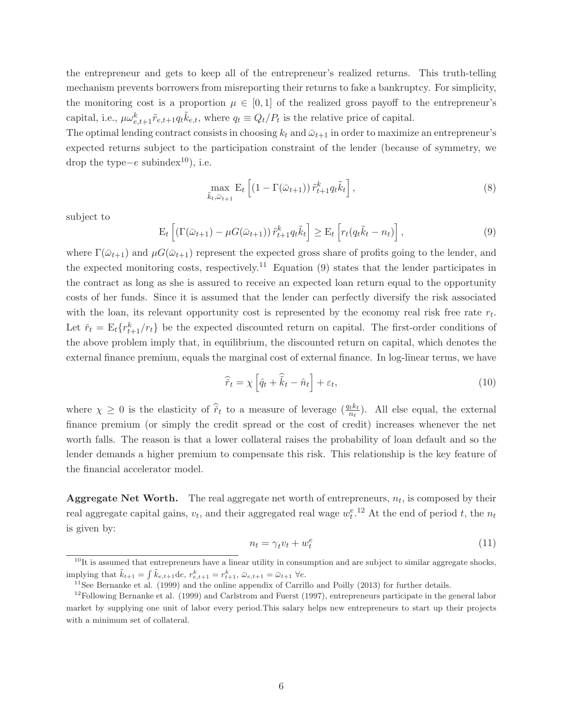the entrepreneur and gets to keep all of the entrepreneur's realized returns. This truth-telling mechanism prevents borrowers from misreporting their returns to fake a bankruptcy. For simplicity, the monitoring cost is a proportion $\mu \in [0,1]$ of the realized gross payoff to the entrepreneur's capital, i.e., $\mu\omega^k_{e,t+1}\tilde{r}_{e,t+1}q_t\tilde{k}_{e,t}$, where $q_t \equiv Q_t/P_t$ is the relative price of capital.

The optimal lending contract consists in choosing $k_t$ and $\bar{\omega}_{t+1}$ in order to maximize an entrepreneur's expected returns subject to the participation constraint of the lender (because of symmetry, we drop the type$-e$ subindex[10]), i.e.

$$\max_{\tilde{k}_t, \bar{\omega}_{t+1}} \mathrm{E}_t \left[ \left(1 - \Gamma(\bar{\omega}_{t+1})\right) \tilde{r}^k_{t+1} q_t \tilde{k}_t \right], \tag{8}$$

subject to

$$\mathrm{E}_t \left[ \left(\Gamma(\bar{\omega}_{t+1}) - \mu G(\bar{\omega}_{t+1})\right) \tilde{r}^k_{t+1} q_t \tilde{k}_t \right] \geq \mathrm{E}_t \left[ r_t (q_t \tilde{k}_t - n_t) \right], \tag{9}$$

where $\Gamma(\bar{\omega}_{t+1})$ and $\mu G(\bar{\omega}_{t+1})$ represent the expected gross share of profits going to the lender, and the expected monitoring costs, respectively.[11] Equation (9) states that the lender participates in the contract as long as she is assured to receive an expected loan return equal to the opportunity costs of her funds. Since it is assumed that the lender can perfectly diversify the risk associated with the loan, its relevant opportunity cost is represented by the economy real risk free rate $r_t$. Let $\breve{r}_t = \mathrm{E}_t\{r^k_{t+1}/r_t\}$ be the expected discounted return on capital. The first-order conditions of the above problem imply that, in equilibrium, the discounted return on capital, which denotes the external finance premium, equals the marginal cost of external finance. In log-linear terms, we have

$$\widehat{\breve{r}}_t = \chi \left[ \hat{q}_t + \widehat{\tilde{k}}_t - \hat{n}_t \right] + \varepsilon_t, \tag{10}$$

where $\chi \geq 0$ is the elasticity of $\widehat{\breve{r}}_t$ to a measure of leverage ($\frac{q_t k_t}{n_t}$). All else equal, the external finance premium (or simply the credit spread or the cost of credit) increases whenever the net worth falls. The reason is that a lower collateral raises the probability of loan default and so the lender demands a higher premium to compensate this risk. This relationship is the key feature of the financial accelerator model.

**Aggregate Net Worth.** The real aggregate net worth of entrepreneurs, $n_t$, is composed by their real aggregate capital gains, $v_t$, and their aggregated real wage $w^e_t$.[12] At the end of period $t$, the $n_t$ is given by:

$$n_t = \gamma_t v_t + w^e_t \tag{11}$$

[10] It is assumed that entrepreneurs have a linear utility in consumption and are subject to similar aggregate shocks, implying that $\tilde{k}_{t+1} = \int \tilde{k}_{e,t+1} \mathrm{d}e$, $r^k_{e,t+1} = r^k_{t+1}$, $\bar{\omega}_{e,t+1} = \bar{\omega}_{t+1}$ $\forall e$.

[11] See Bernanke et al. (1999) and the online appendix of Carrillo and Poilly (2013) for further details.

[12] Following Bernanke et al. (1999) and Carlstrom and Fuerst (1997), entrepreneurs participate in the general labor market by supplying one unit of labor every period.This salary helps new entrepreneurs to start up their projects with a minimum set of collateral.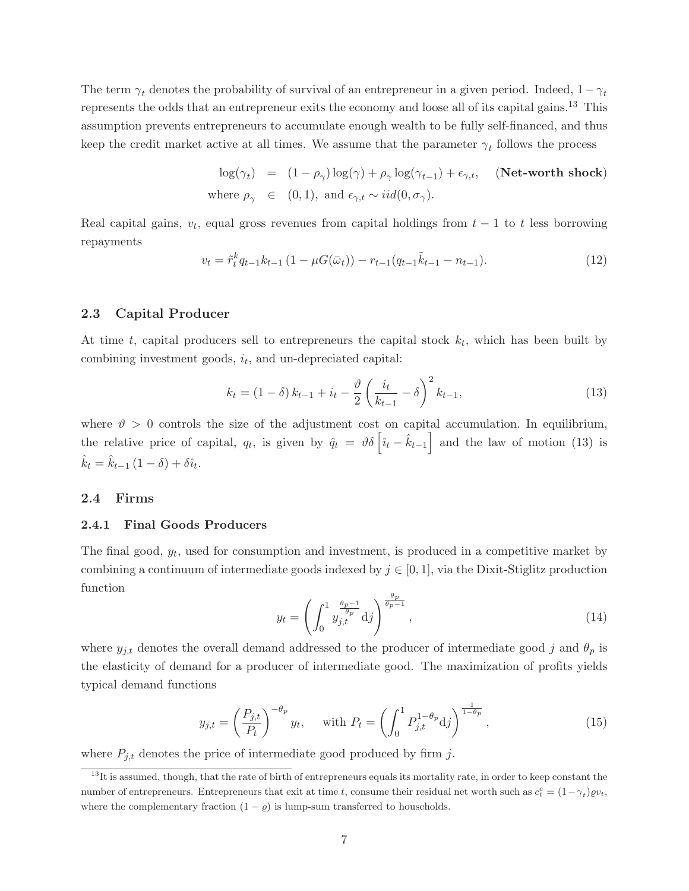The term $\gamma_t$ denotes the probability of survival of an entrepreneur in a given period. Indeed, $1-\gamma_t$ represents the odds that an entrepreneur exits the economy and loose all of its capital gains.[13] This assumption prevents entrepreneurs to accumulate enough wealth to be fully self-financed, and thus keep the credit market active at all times. We assume that the parameter $\gamma_t$ follows the process

$$\begin{aligned}
\log(\gamma_t) &= (1-\rho_\gamma)\log(\gamma) + \rho_\gamma \log(\gamma_{t-1}) + \epsilon_{\gamma,t}, \quad (\textbf{Net-worth shock}) \\
\text{where } \rho_\gamma &\in (0,1), \text{ and } \epsilon_{\gamma,t} \sim iid(0,\sigma_\gamma).
\end{aligned}$$

Real capital gains, $v_t$, equal gross revenues from capital holdings from $t-1$ to $t$ less borrowing repayments

$$v_t = \tilde{r}^k_t q_{t-1} k_{t-1} \left(1 - \mu G(\bar{\omega}_t)\right) - r_{t-1}(q_{t-1}\tilde{k}_{t-1} - n_{t-1}). \tag{12}$$

## 2.3 Capital Producer

At time $t$, capital producers sell to entrepreneurs the capital stock $k_t$, which has been built by combining investment goods, $i_t$, and un-depreciated capital:

$$k_t = (1-\delta)\,k_{t-1} + i_t - \frac{\vartheta}{2}\left(\frac{i_t}{k_{t-1}} - \delta\right)^2 k_{t-1}, \tag{13}$$

where $\vartheta > 0$ controls the size of the adjustment cost on capital accumulation. In equilibrium, the relative price of capital, $q_t$, is given by $\hat{q}_t = \vartheta\delta\left[\hat{\imath}_t - \hat{k}_{t-1}\right]$ and the law of motion (13) is $\hat{k}_t = \hat{k}_{t-1}(1-\delta) + \delta\hat{\imath}_t$.

## 2.4 Firms

### 2.4.1 Final Goods Producers

The final good, $y_t$, used for consumption and investment, is produced in a competitive market by combining a continuum of intermediate goods indexed by $j \in [0,1]$, via the Dixit-Stiglitz production function

$$y_t = \left(\int_0^1 y_{j,t}^{\frac{\theta_p - 1}{\theta_p}} \mathrm{d}j\right)^{\frac{\theta_p}{\theta_p - 1}}, \tag{14}$$

where $y_{j,t}$ denotes the overall demand addressed to the producer of intermediate good $j$ and $\theta_p$ is the elasticity of demand for a producer of intermediate good. The maximization of profits yields typical demand functions

$$y_{j,t} = \left(\frac{P_{j,t}}{P_t}\right)^{-\theta_p} y_t, \qquad \text{with } P_t = \left(\int_0^1 P_{j,t}^{1-\theta_p}\mathrm{d}j\right)^{\frac{1}{1-\theta_p}}, \tag{15}$$

where $P_{j,t}$ denotes the price of intermediate good produced by firm $j$.

[13] It is assumed, though, that the rate of birth of entrepreneurs equals its mortality rate, in order to keep constant the number of entrepreneurs. Entrepreneurs that exit at time $t$, consume their residual net worth such as $c^e_t = (1-\gamma_t)\varrho v_t$, where the complementary fraction $(1-\varrho)$ is lump-sum transferred to households.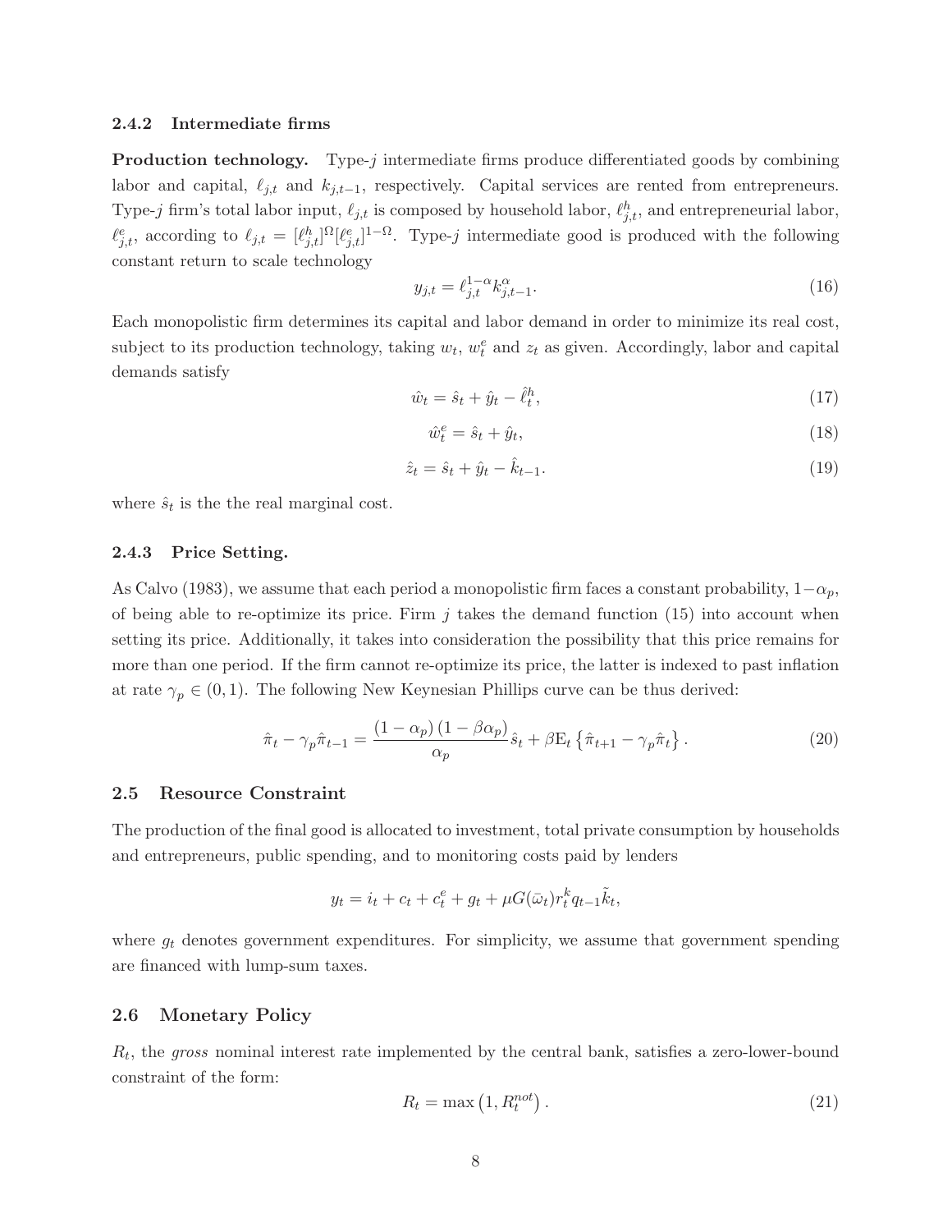#### 2.4.2 Intermediate firms

**Production technology.** Type-$j$ intermediate firms produce differentiated goods by combining labor and capital, $\ell_{j,t}$ and $k_{j,t-1}$, respectively. Capital services are rented from entrepreneurs. Type-$j$ firm's total labor input, $\ell_{j,t}$ is composed by household labor, $\ell^h_{j,t}$, and entrepreneurial labor, $\ell^e_{j,t}$, according to $\ell_{j,t} = [\ell^h_{j,t}]^{\Omega}[\ell^e_{j,t}]^{1-\Omega}$. Type-$j$ intermediate good is produced with the following constant return to scale technology

$$y_{j,t} = \ell^{1-\alpha}_{j,t} k^{\alpha}_{j,t-1}. \tag{16}$$

Each monopolistic firm determines its capital and labor demand in order to minimize its real cost, subject to its production technology, taking $w_t$, $w^e_t$ and $z_t$ as given. Accordingly, labor and capital demands satisfy

$$\hat{w}_t = \hat{s}_t + \hat{y}_t - \hat{\ell}^h_t, \tag{17}$$

$$\hat{w}^e_t = \hat{s}_t + \hat{y}_t, \tag{18}$$

$$\hat{z}_t = \hat{s}_t + \hat{y}_t - \hat{k}_{t-1}. \tag{19}$$

where $\hat{s}_t$ is the the real marginal cost.

#### 2.4.3 Price Setting.

As Calvo (1983), we assume that each period a monopolistic firm faces a constant probability, $1-\alpha_p$, of being able to re-optimize its price. Firm $j$ takes the demand function (15) into account when setting its price. Additionally, it takes into consideration the possibility that this price remains for more than one period. If the firm cannot re-optimize its price, the latter is indexed to past inflation at rate $\gamma_p \in (0, 1)$. The following New Keynesian Phillips curve can be thus derived:

$$\hat{\pi}_t - \gamma_p \hat{\pi}_{t-1} = \frac{(1-\alpha_p)(1-\beta\alpha_p)}{\alpha_p} \hat{s}_t + \beta \mathrm{E}_t \left\{ \hat{\pi}_{t+1} - \gamma_p \hat{\pi}_t \right\}. \tag{20}$$

### 2.5 Resource Constraint

The production of the final good is allocated to investment, total private consumption by households and entrepreneurs, public spending, and to monitoring costs paid by lenders

$$y_t = i_t + c_t + c^e_t + g_t + \mu G(\bar{\omega}_t) r^k_t q_{t-1} \tilde{k}_t,$$

where $g_t$ denotes government expenditures. For simplicity, we assume that government spending are financed with lump-sum taxes.

### 2.6 Monetary Policy

$R_t$, the *gross* nominal interest rate implemented by the central bank, satisfies a zero-lower-bound constraint of the form:

$$R_t = \max\left(1, R^{not}_t\right). \tag{21}$$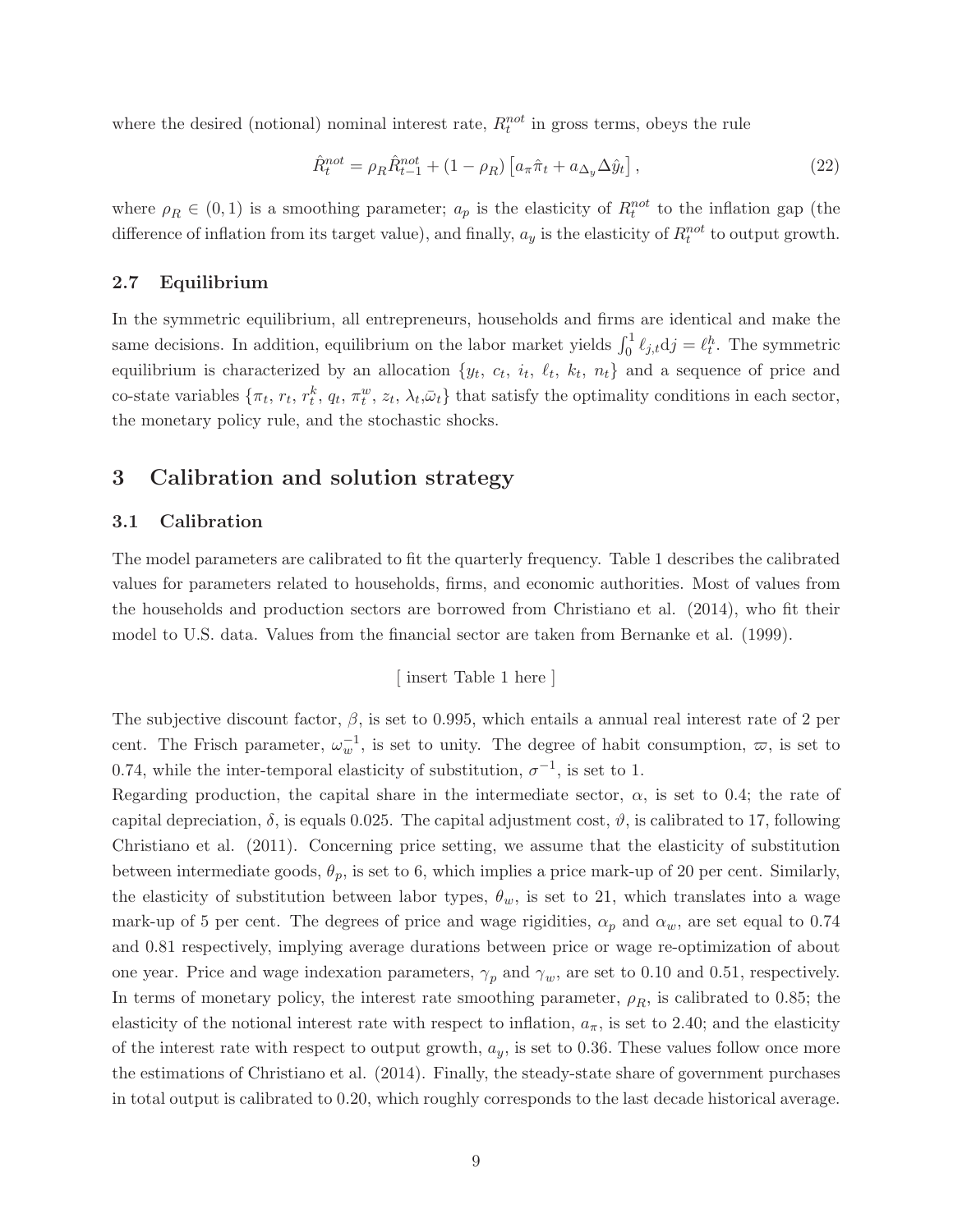where the desired (notional) nominal interest rate, $R_t^{not}$ in gross terms, obeys the rule

$$\hat{R}_t^{not} = \rho_R \hat{R}_{t-1}^{not} + (1 - \rho_R) \left[ a_\pi \hat{\pi}_t + a_{\Delta_y} \Delta \hat{y}_t \right], \tag{22}$$

where $\rho_R \in (0, 1)$ is a smoothing parameter; $a_p$ is the elasticity of $R_t^{not}$ to the inflation gap (the difference of inflation from its target value), and finally, $a_y$ is the elasticity of $R_t^{not}$ to output growth.

### 2.7 Equilibrium

In the symmetric equilibrium, all entrepreneurs, households and firms are identical and make the same decisions. In addition, equilibrium on the labor market yields $\int_0^1 \ell_{j,t} \mathrm{d}j = \ell_t^h$. The symmetric equilibrium is characterized by an allocation $\{y_t,\ c_t,\ i_t,\ \ell_t,\ k_t,\ n_t\}$ and a sequence of price and co-state variables $\{\pi_t,\ r_t,\ r_t^k,\ q_t,\ \pi_t^w,\ z_t,\ \lambda_t, \bar{\omega}_t\}$ that satisfy the optimality conditions in each sector, the monetary policy rule, and the stochastic shocks.

## 3 Calibration and solution strategy

### 3.1 Calibration

The model parameters are calibrated to fit the quarterly frequency. Table 1 describes the calibrated values for parameters related to households, firms, and economic authorities. Most of values from the households and production sectors are borrowed from Christiano et al. (2014), who fit their model to U.S. data. Values from the financial sector are taken from Bernanke et al. (1999).

[ insert Table 1 here ]

The subjective discount factor, $\beta$, is set to 0.995, which entails a annual real interest rate of 2 per cent. The Frisch parameter, $\omega_w^{-1}$, is set to unity. The degree of habit consumption, $\varpi$, is set to 0.74, while the inter-temporal elasticity of substitution, $\sigma^{-1}$, is set to 1.

Regarding production, the capital share in the intermediate sector, $\alpha$, is set to 0.4; the rate of capital depreciation, $\delta$, is equals 0.025. The capital adjustment cost, $\vartheta$, is calibrated to 17, following Christiano et al. (2011). Concerning price setting, we assume that the elasticity of substitution between intermediate goods, $\theta_p$, is set to 6, which implies a price mark-up of 20 per cent. Similarly, the elasticity of substitution between labor types, $\theta_w$, is set to 21, which translates into a wage mark-up of 5 per cent. The degrees of price and wage rigidities, $\alpha_p$ and $\alpha_w$, are set equal to 0.74 and 0.81 respectively, implying average durations between price or wage re-optimization of about one year. Price and wage indexation parameters, $\gamma_p$ and $\gamma_w$, are set to 0.10 and 0.51, respectively. In terms of monetary policy, the interest rate smoothing parameter, $\rho_R$, is calibrated to 0.85; the elasticity of the notional interest rate with respect to inflation, $a_\pi$, is set to 2.40; and the elasticity of the interest rate with respect to output growth, $a_y$, is set to 0.36. These values follow once more the estimations of Christiano et al. (2014). Finally, the steady-state share of government purchases in total output is calibrated to 0.20, which roughly corresponds to the last decade historical average.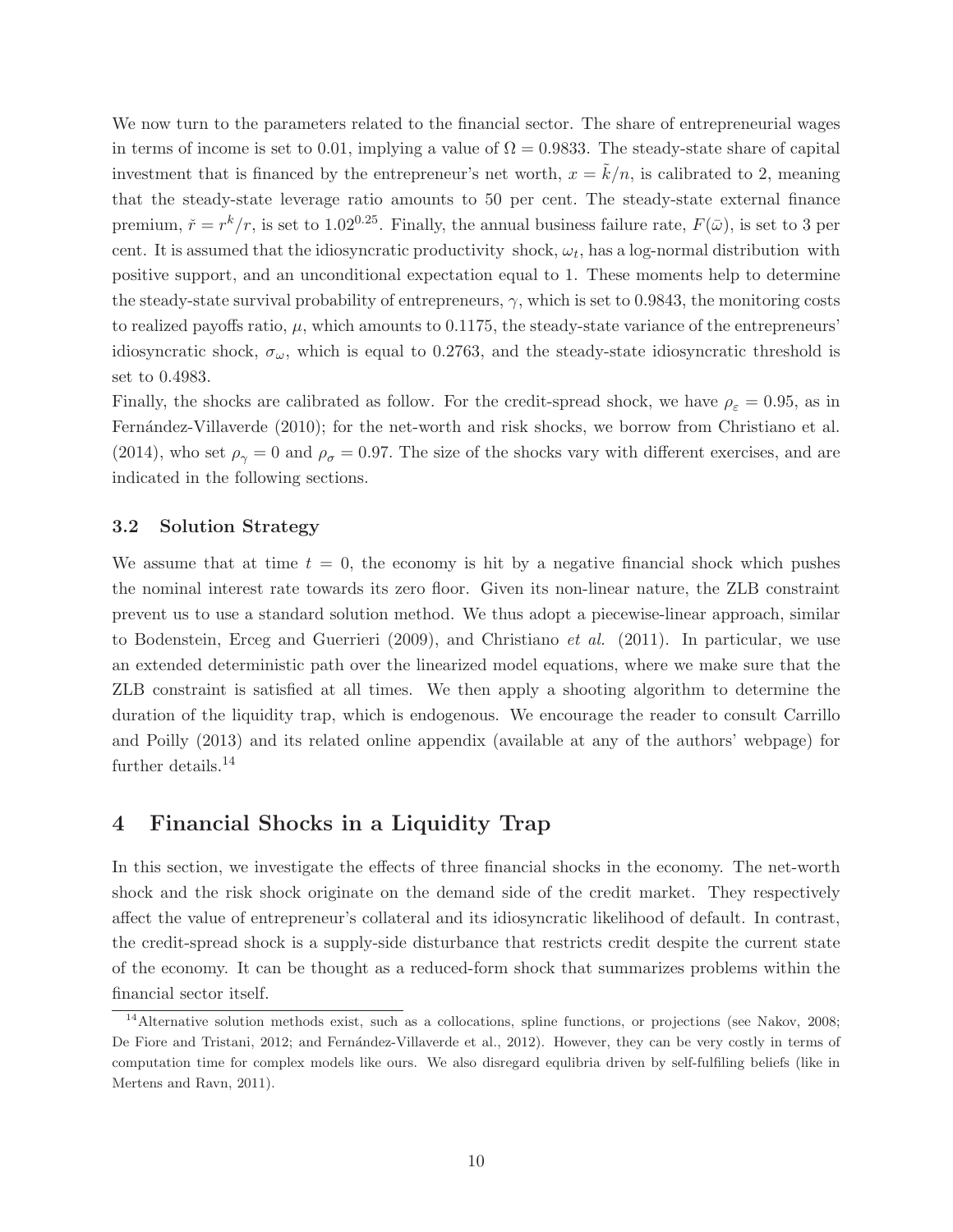We now turn to the parameters related to the financial sector. The share of entrepreneurial wages in terms of income is set to 0.01, implying a value of $\Omega = 0.9833$. The steady-state share of capital investment that is financed by the entrepreneur's net worth, $x = \tilde{k}/n$, is calibrated to 2, meaning that the steady-state leverage ratio amounts to 50 per cent. The steady-state external finance premium, $\check{r} = r^k/r$, is set to $1.02^{0.25}$. Finally, the annual business failure rate, $F(\bar{\omega})$, is set to 3 per cent. It is assumed that the idiosyncratic productivity shock, $\omega_t$, has a log-normal distribution with positive support, and an unconditional expectation equal to 1. These moments help to determine the steady-state survival probability of entrepreneurs, $\gamma$, which is set to 0.9843, the monitoring costs to realized payoffs ratio, $\mu$, which amounts to 0.1175, the steady-state variance of the entrepreneurs' idiosyncratic shock, $\sigma_\omega$, which is equal to 0.2763, and the steady-state idiosyncratic threshold is set to 0.4983.

Finally, the shocks are calibrated as follow. For the credit-spread shock, we have $\rho_\varepsilon = 0.95$, as in Fernández-Villaverde (2010); for the net-worth and risk shocks, we borrow from Christiano et al. (2014), who set $\rho_\gamma = 0$ and $\rho_\sigma = 0.97$. The size of the shocks vary with different exercises, and are indicated in the following sections.

### 3.2 Solution Strategy

We assume that at time $t = 0$, the economy is hit by a negative financial shock which pushes the nominal interest rate towards its zero floor. Given its non-linear nature, the ZLB constraint prevent us to use a standard solution method. We thus adopt a piecewise-linear approach, similar to Bodenstein, Erceg and Guerrieri (2009), and Christiano *et al.* (2011). In particular, we use an extended deterministic path over the linearized model equations, where we make sure that the ZLB constraint is satisfied at all times. We then apply a shooting algorithm to determine the duration of the liquidity trap, which is endogenous. We encourage the reader to consult Carrillo and Poilly (2013) and its related online appendix (available at any of the authors' webpage) for further details.[14]

## 4 Financial Shocks in a Liquidity Trap

In this section, we investigate the effects of three financial shocks in the economy. The net-worth shock and the risk shock originate on the demand side of the credit market. They respectively affect the value of entrepreneur's collateral and its idiosyncratic likelihood of default. In contrast, the credit-spread shock is a supply-side disturbance that restricts credit despite the current state of the economy. It can be thought as a reduced-form shock that summarizes problems within the financial sector itself.

[14] Alternative solution methods exist, such as a collocations, spline functions, or projections (see Nakov, 2008; De Fiore and Tristani, 2012; and Fernández-Villaverde et al., 2012). However, they can be very costly in terms of computation time for complex models like ours. We also disregard equlibria driven by self-fulfiling beliefs (like in Mertens and Ravn, 2011).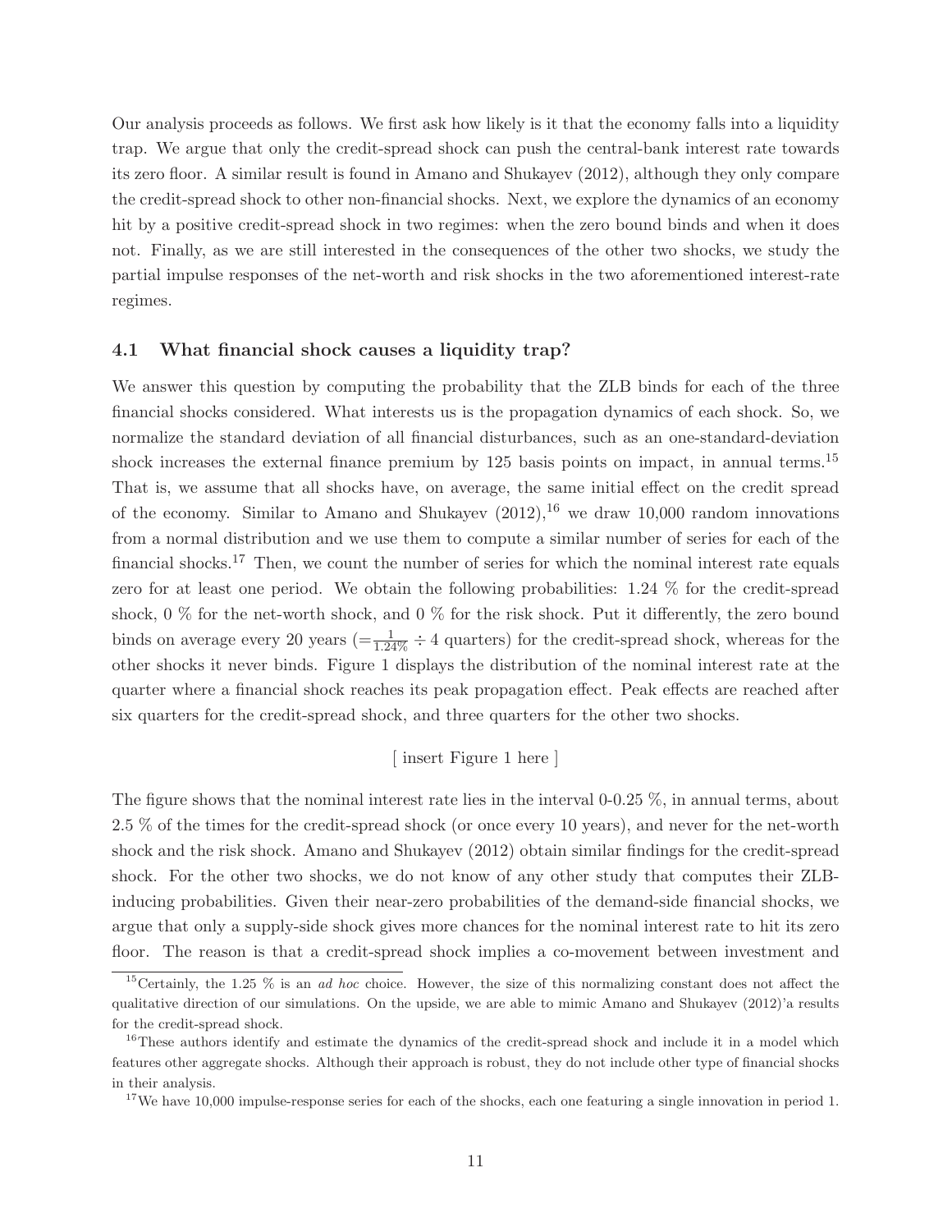Our analysis proceeds as follows. We first ask how likely is it that the economy falls into a liquidity trap. We argue that only the credit-spread shock can push the central-bank interest rate towards its zero floor. A similar result is found in Amano and Shukayev (2012), although they only compare the credit-spread shock to other non-financial shocks. Next, we explore the dynamics of an economy hit by a positive credit-spread shock in two regimes: when the zero bound binds and when it does not. Finally, as we are still interested in the consequences of the other two shocks, we study the partial impulse responses of the net-worth and risk shocks in the two aforementioned interest-rate regimes.

### 4.1 What financial shock causes a liquidity trap?

We answer this question by computing the probability that the ZLB binds for each of the three financial shocks considered. What interests us is the propagation dynamics of each shock. So, we normalize the standard deviation of all financial disturbances, such as an one-standard-deviation shock increases the external finance premium by 125 basis points on impact, in annual terms.[15] That is, we assume that all shocks have, on average, the same initial effect on the credit spread of the economy. Similar to Amano and Shukayev (2012),[16] we draw 10,000 random innovations from a normal distribution and we use them to compute a similar number of series for each of the financial shocks.[17] Then, we count the number of series for which the nominal interest rate equals zero for at least one period. We obtain the following probabilities: 1.24 % for the credit-spread shock, 0 % for the net-worth shock, and 0 % for the risk shock. Put it differently, the zero bound binds on average every 20 years ($=\frac{1}{1.24\%} \div 4$ quarters) for the credit-spread shock, whereas for the other shocks it never binds. Figure 1 displays the distribution of the nominal interest rate at the quarter where a financial shock reaches its peak propagation effect. Peak effects are reached after six quarters for the credit-spread shock, and three quarters for the other two shocks.

[ insert Figure 1 here ]

The figure shows that the nominal interest rate lies in the interval 0-0.25 %, in annual terms, about 2.5 % of the times for the credit-spread shock (or once every 10 years), and never for the net-worth shock and the risk shock. Amano and Shukayev (2012) obtain similar findings for the credit-spread shock. For the other two shocks, we do not know of any other study that computes their ZLB-inducing probabilities. Given their near-zero probabilities of the demand-side financial shocks, we argue that only a supply-side shock gives more chances for the nominal interest rate to hit its zero floor. The reason is that a credit-spread shock implies a co-movement between investment and

[15] Certainly, the 1.25 % is an *ad hoc* choice. However, the size of this normalizing constant does not affect the qualitative direction of our simulations. On the upside, we are able to mimic Amano and Shukayev (2012)'a results for the credit-spread shock.

[16] These authors identify and estimate the dynamics of the credit-spread shock and include it in a model which features other aggregate shocks. Although their approach is robust, they do not include other type of financial shocks in their analysis.

[17] We have 10,000 impulse-response series for each of the shocks, each one featuring a single innovation in period 1.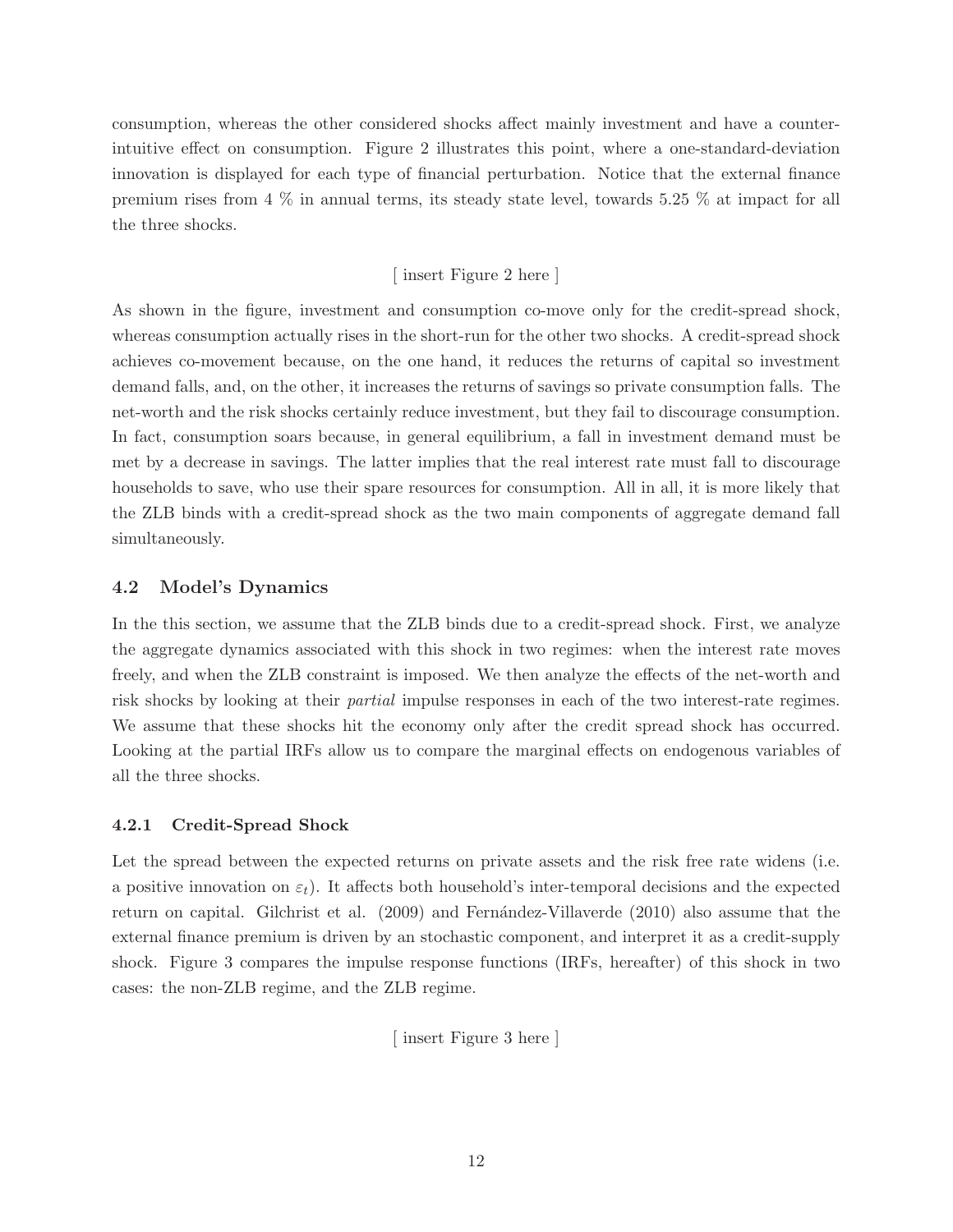consumption, whereas the other considered shocks affect mainly investment and have a counter-intuitive effect on consumption. Figure 2 illustrates this point, where a one-standard-deviation innovation is displayed for each type of financial perturbation. Notice that the external finance premium rises from 4 % in annual terms, its steady state level, towards 5.25 % at impact for all the three shocks.

[ insert Figure 2 here ]

As shown in the figure, investment and consumption co-move only for the credit-spread shock, whereas consumption actually rises in the short-run for the other two shocks. A credit-spread shock achieves co-movement because, on the one hand, it reduces the returns of capital so investment demand falls, and, on the other, it increases the returns of savings so private consumption falls. The net-worth and the risk shocks certainly reduce investment, but they fail to discourage consumption. In fact, consumption soars because, in general equilibrium, a fall in investment demand must be met by a decrease in savings. The latter implies that the real interest rate must fall to discourage households to save, who use their spare resources for consumption. All in all, it is more likely that the ZLB binds with a credit-spread shock as the two main components of aggregate demand fall simultaneously.

### 4.2 Model's Dynamics

In the this section, we assume that the ZLB binds due to a credit-spread shock. First, we analyze the aggregate dynamics associated with this shock in two regimes: when the interest rate moves freely, and when the ZLB constraint is imposed. We then analyze the effects of the net-worth and risk shocks by looking at their *partial* impulse responses in each of the two interest-rate regimes. We assume that these shocks hit the economy only after the credit spread shock has occurred. Looking at the partial IRFs allow us to compare the marginal effects on endogenous variables of all the three shocks.

#### 4.2.1 Credit-Spread Shock

Let the spread between the expected returns on private assets and the risk free rate widens (i.e. a positive innovation on $\varepsilon_t$). It affects both household's inter-temporal decisions and the expected return on capital. Gilchrist et al. (2009) and Fernández-Villaverde (2010) also assume that the external finance premium is driven by an stochastic component, and interpret it as a credit-supply shock. Figure 3 compares the impulse response functions (IRFs, hereafter) of this shock in two cases: the non-ZLB regime, and the ZLB regime.

[ insert Figure 3 here ]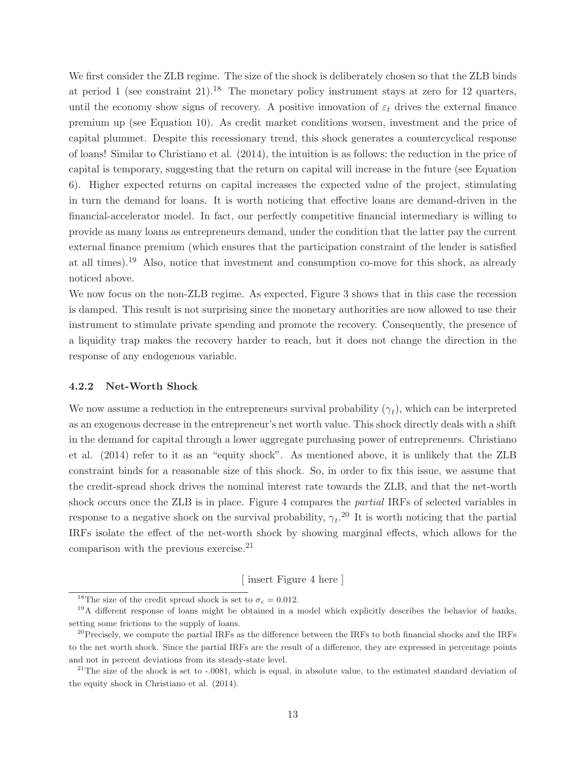We first consider the ZLB regime. The size of the shock is deliberately chosen so that the ZLB binds at period 1 (see constraint 21).[18] The monetary policy instrument stays at zero for 12 quarters, until the economy show signs of recovery. A positive innovation of $\varepsilon_t$ drives the external finance premium up (see Equation 10). As credit market conditions worsen, investment and the price of capital plummet. Despite this recessionary trend, this shock generates a countercyclical response of loans! Similar to Christiano et al. (2014), the intuition is as follows: the reduction in the price of capital is temporary, suggesting that the return on capital will increase in the future (see Equation 6). Higher expected returns on capital increases the expected value of the project, stimulating in turn the demand for loans. It is worth noticing that effective loans are demand-driven in the financial-accelerator model. In fact, our perfectly competitive financial intermediary is willing to provide as many loans as entrepreneurs demand, under the condition that the latter pay the current external finance premium (which ensures that the participation constraint of the lender is satisfied at all times).[19] Also, notice that investment and consumption co-move for this shock, as already noticed above.

We now focus on the non-ZLB regime. As expected, Figure 3 shows that in this case the recession is damped. This result is not surprising since the monetary authorities are now allowed to use their instrument to stimulate private spending and promote the recovery. Consequently, the presence of a liquidity trap makes the recovery harder to reach, but it does not change the direction in the response of any endogenous variable.

### 4.2.2 Net-Worth Shock

We now assume a reduction in the entrepreneurs survival probability ($\gamma_t$), which can be interpreted as an exogenous decrease in the entrepreneur's net worth value. This shock directly deals with a shift in the demand for capital through a lower aggregate purchasing power of entrepreneurs. Christiano et al. (2014) refer to it as an "equity shock". As mentioned above, it is unlikely that the ZLB constraint binds for a reasonable size of this shock. So, in order to fix this issue, we assume that the credit-spread shock drives the nominal interest rate towards the ZLB, and that the net-worth shock occurs once the ZLB is in place. Figure 4 compares the *partial* IRFs of selected variables in response to a negative shock on the survival probability, $\gamma_t$.[20] It is worth noticing that the partial IRFs isolate the effect of the net-worth shock by showing marginal effects, which allows for the comparison with the previous exercise.[21]

[ insert Figure 4 here ]

[18] The size of the credit spread shock is set to $\sigma_\varepsilon = 0.012$.

[19] A different response of loans might be obtained in a model which explicitly describes the behavior of banks, setting some frictions to the supply of loans.

[20] Precisely, we compute the partial IRFs as the difference between the IRFs to both financial shocks and the IRFs to the net worth shock. Since the partial IRFs are the result of a difference, they are expressed in percentage points and not in percent deviations from its steady-state level.

[21] The size of the shock is set to -.0081, which is equal, in absolute value, to the estimated standard deviation of the equity shock in Christiano et al. (2014).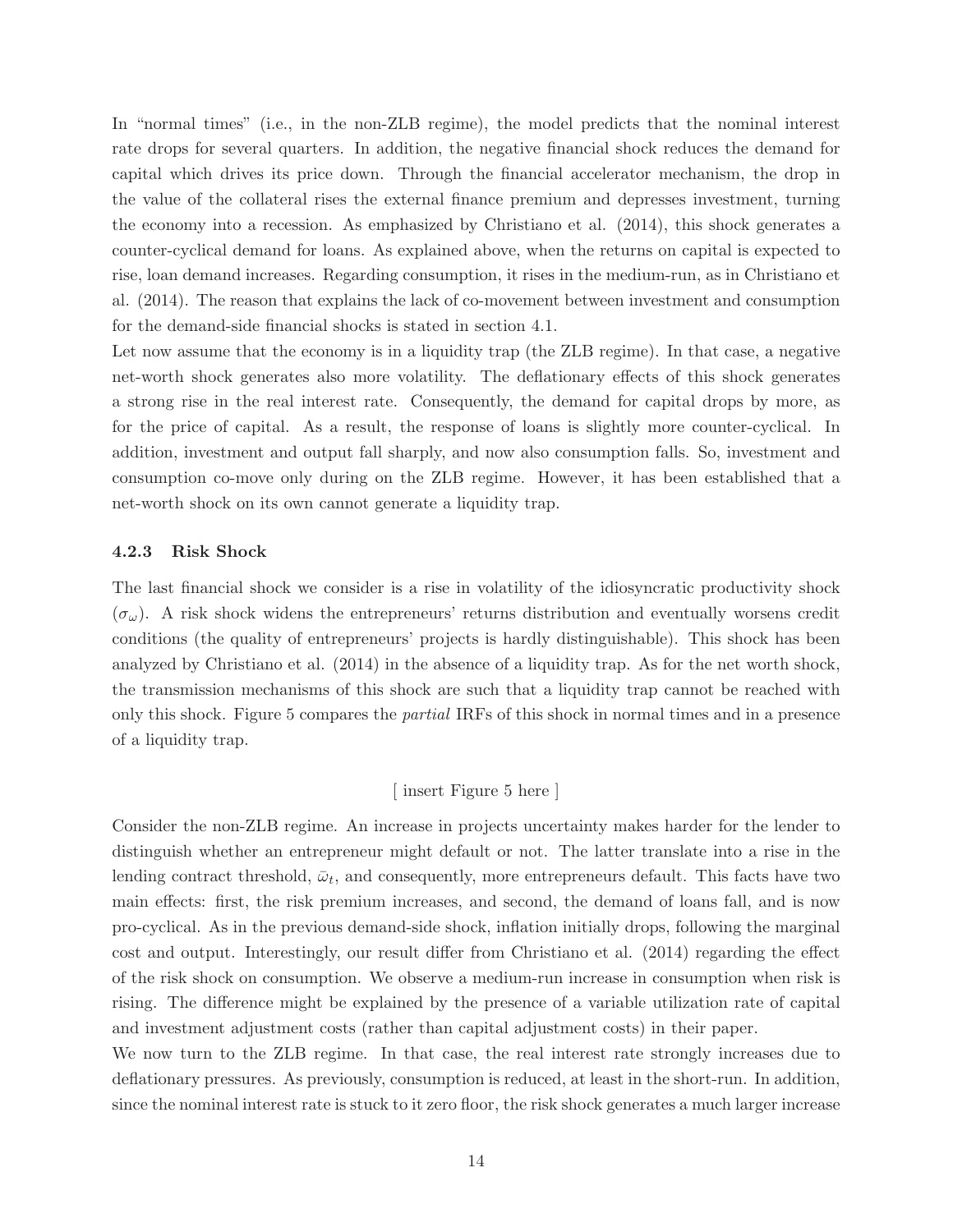In "normal times" (i.e., in the non-ZLB regime), the model predicts that the nominal interest rate drops for several quarters. In addition, the negative financial shock reduces the demand for capital which drives its price down. Through the financial accelerator mechanism, the drop in the value of the collateral rises the external finance premium and depresses investment, turning the economy into a recession. As emphasized by Christiano et al. (2014), this shock generates a counter-cyclical demand for loans. As explained above, when the returns on capital is expected to rise, loan demand increases. Regarding consumption, it rises in the medium-run, as in Christiano et al. (2014). The reason that explains the lack of co-movement between investment and consumption for the demand-side financial shocks is stated in section 4.1.

Let now assume that the economy is in a liquidity trap (the ZLB regime). In that case, a negative net-worth shock generates also more volatility. The deflationary effects of this shock generates a strong rise in the real interest rate. Consequently, the demand for capital drops by more, as for the price of capital. As a result, the response of loans is slightly more counter-cyclical. In addition, investment and output fall sharply, and now also consumption falls. So, investment and consumption co-move only during on the ZLB regime. However, it has been established that a net-worth shock on its own cannot generate a liquidity trap.

### 4.2.3 Risk Shock

The last financial shock we consider is a rise in volatility of the idiosyncratic productivity shock ($\sigma_\omega$). A risk shock widens the entrepreneurs' returns distribution and eventually worsens credit conditions (the quality of entrepreneurs' projects is hardly distinguishable). This shock has been analyzed by Christiano et al. (2014) in the absence of a liquidity trap. As for the net worth shock, the transmission mechanisms of this shock are such that a liquidity trap cannot be reached with only this shock. Figure 5 compares the *partial* IRFs of this shock in normal times and in a presence of a liquidity trap.

[ insert Figure 5 here ]

Consider the non-ZLB regime. An increase in projects uncertainty makes harder for the lender to distinguish whether an entrepreneur might default or not. The latter translate into a rise in the lending contract threshold, $\bar{\omega}_t$, and consequently, more entrepreneurs default. This facts have two main effects: first, the risk premium increases, and second, the demand of loans fall, and is now pro-cyclical. As in the previous demand-side shock, inflation initially drops, following the marginal cost and output. Interestingly, our result differ from Christiano et al. (2014) regarding the effect of the risk shock on consumption. We observe a medium-run increase in consumption when risk is rising. The difference might be explained by the presence of a variable utilization rate of capital and investment adjustment costs (rather than capital adjustment costs) in their paper.

We now turn to the ZLB regime. In that case, the real interest rate strongly increases due to deflationary pressures. As previously, consumption is reduced, at least in the short-run. In addition, since the nominal interest rate is stuck to it zero floor, the risk shock generates a much larger increase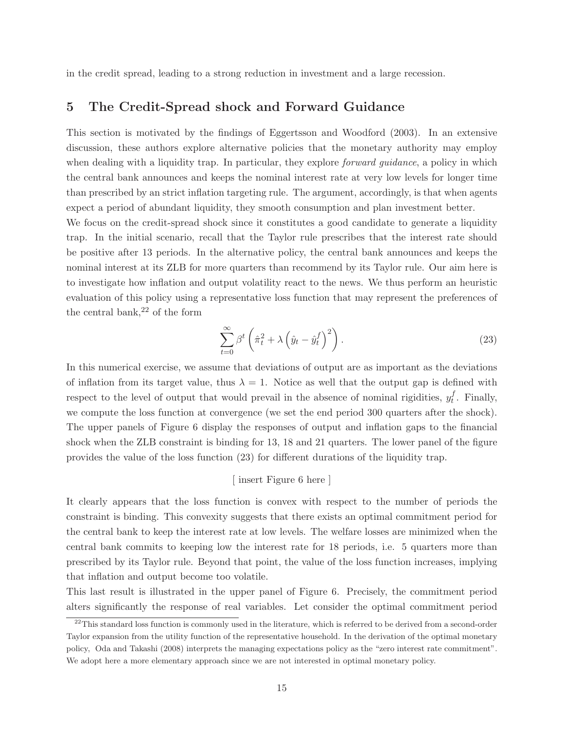in the credit spread, leading to a strong reduction in investment and a large recession.

## 5 The Credit-Spread shock and Forward Guidance

This section is motivated by the findings of Eggertsson and Woodford (2003). In an extensive discussion, these authors explore alternative policies that the monetary authority may employ when dealing with a liquidity trap. In particular, they explore *forward guidance*, a policy in which the central bank announces and keeps the nominal interest rate at very low levels for longer time than prescribed by an strict inflation targeting rule. The argument, accordingly, is that when agents expect a period of abundant liquidity, they smooth consumption and plan investment better.

We focus on the credit-spread shock since it constitutes a good candidate to generate a liquidity trap. In the initial scenario, recall that the Taylor rule prescribes that the interest rate should be positive after 13 periods. In the alternative policy, the central bank announces and keeps the nominal interest at its ZLB for more quarters than recommend by its Taylor rule. Our aim here is to investigate how inflation and output volatility react to the news. We thus perform an heuristic evaluation of this policy using a representative loss function that may represent the preferences of the central bank,[22] of the form

$$\sum_{t=0}^{\infty} \beta^t \left( \hat{\pi}_t^2 + \lambda \left( \hat{y}_t - \hat{y}_t^f \right)^2 \right). \tag{23}$$

In this numerical exercise, we assume that deviations of output are as important as the deviations of inflation from its target value, thus $\lambda = 1$. Notice as well that the output gap is defined with respect to the level of output that would prevail in the absence of nominal rigidities, $y_t^f$. Finally, we compute the loss function at convergence (we set the end period 300 quarters after the shock). The upper panels of Figure 6 display the responses of output and inflation gaps to the financial shock when the ZLB constraint is binding for 13, 18 and 21 quarters. The lower panel of the figure provides the value of the loss function (23) for different durations of the liquidity trap.

[ insert Figure 6 here ]

It clearly appears that the loss function is convex with respect to the number of periods the constraint is binding. This convexity suggests that there exists an optimal commitment period for the central bank to keep the interest rate at low levels. The welfare losses are minimized when the central bank commits to keeping low the interest rate for 18 periods, i.e. 5 quarters more than prescribed by its Taylor rule. Beyond that point, the value of the loss function increases, implying that inflation and output become too volatile.

This last result is illustrated in the upper panel of Figure 6. Precisely, the commitment period alters significantly the response of real variables. Let consider the optimal commitment period

[22] This standard loss function is commonly used in the literature, which is referred to be derived from a second-order Taylor expansion from the utility function of the representative household. In the derivation of the optimal monetary policy, Oda and Takashi (2008) interprets the managing expectations policy as the "zero interest rate commitment". We adopt here a more elementary approach since we are not interested in optimal monetary policy.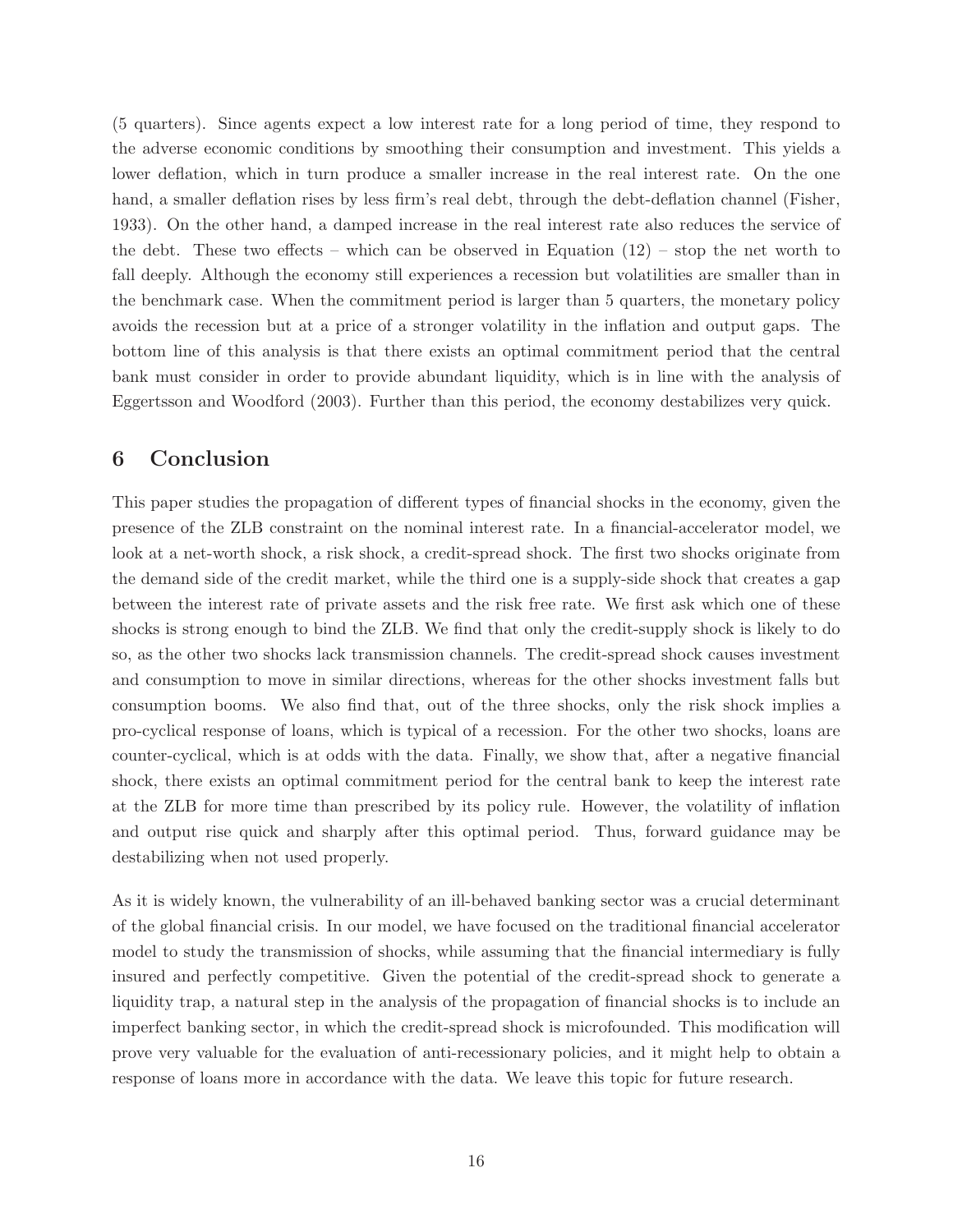(5 quarters). Since agents expect a low interest rate for a long period of time, they respond to the adverse economic conditions by smoothing their consumption and investment. This yields a lower deflation, which in turn produce a smaller increase in the real interest rate. On the one hand, a smaller deflation rises by less firm's real debt, through the debt-deflation channel (Fisher, 1933). On the other hand, a damped increase in the real interest rate also reduces the service of the debt. These two effects – which can be observed in Equation (12) – stop the net worth to fall deeply. Although the economy still experiences a recession but volatilities are smaller than in the benchmark case. When the commitment period is larger than 5 quarters, the monetary policy avoids the recession but at a price of a stronger volatility in the inflation and output gaps. The bottom line of this analysis is that there exists an optimal commitment period that the central bank must consider in order to provide abundant liquidity, which is in line with the analysis of Eggertsson and Woodford (2003). Further than this period, the economy destabilizes very quick.

# 6 Conclusion

This paper studies the propagation of different types of financial shocks in the economy, given the presence of the ZLB constraint on the nominal interest rate. In a financial-accelerator model, we look at a net-worth shock, a risk shock, a credit-spread shock. The first two shocks originate from the demand side of the credit market, while the third one is a supply-side shock that creates a gap between the interest rate of private assets and the risk free rate. We first ask which one of these shocks is strong enough to bind the ZLB. We find that only the credit-supply shock is likely to do so, as the other two shocks lack transmission channels. The credit-spread shock causes investment and consumption to move in similar directions, whereas for the other shocks investment falls but consumption booms. We also find that, out of the three shocks, only the risk shock implies a pro-cyclical response of loans, which is typical of a recession. For the other two shocks, loans are counter-cyclical, which is at odds with the data. Finally, we show that, after a negative financial shock, there exists an optimal commitment period for the central bank to keep the interest rate at the ZLB for more time than prescribed by its policy rule. However, the volatility of inflation and output rise quick and sharply after this optimal period. Thus, forward guidance may be destabilizing when not used properly.

As it is widely known, the vulnerability of an ill-behaved banking sector was a crucial determinant of the global financial crisis. In our model, we have focused on the traditional financial accelerator model to study the transmission of shocks, while assuming that the financial intermediary is fully insured and perfectly competitive. Given the potential of the credit-spread shock to generate a liquidity trap, a natural step in the analysis of the propagation of financial shocks is to include an imperfect banking sector, in which the credit-spread shock is microfounded. This modification will prove very valuable for the evaluation of anti-recessionary policies, and it might help to obtain a response of loans more in accordance with the data. We leave this topic for future research.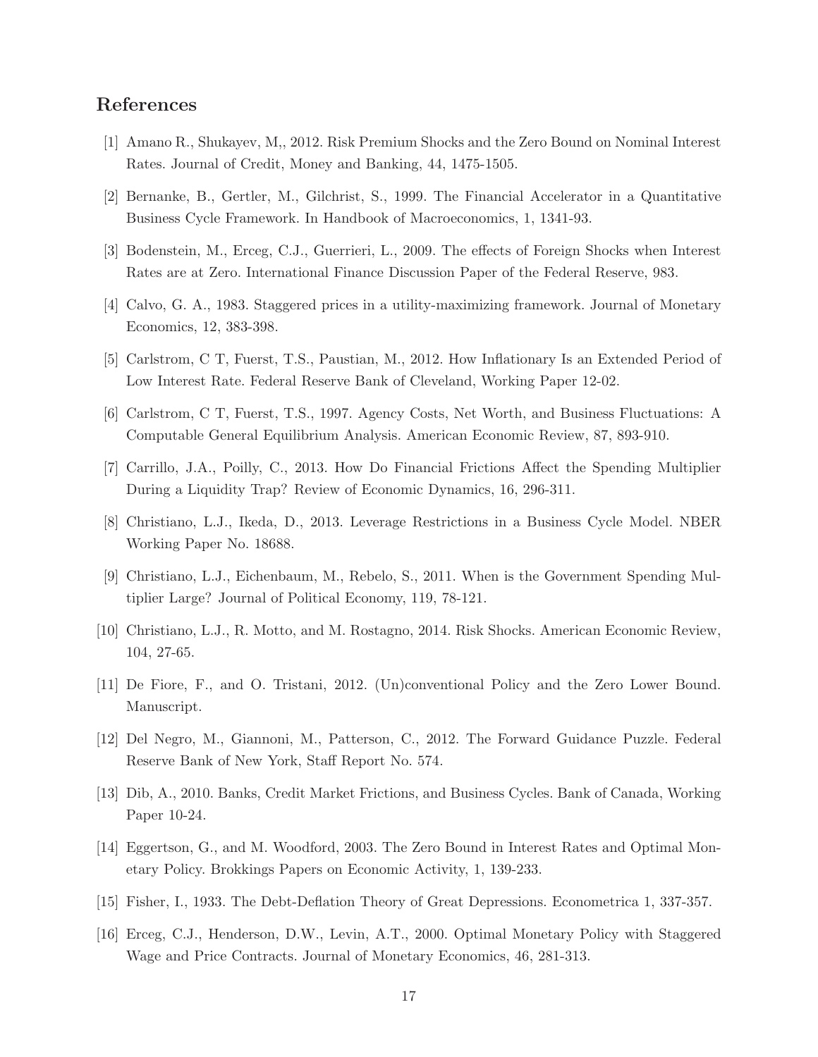## References

[1] Amano R., Shukayev, M,, 2012. Risk Premium Shocks and the Zero Bound on Nominal Interest Rates. Journal of Credit, Money and Banking, 44, 1475-1505.

[2] Bernanke, B., Gertler, M., Gilchrist, S., 1999. The Financial Accelerator in a Quantitative Business Cycle Framework. In Handbook of Macroeconomics, 1, 1341-93.

[3] Bodenstein, M., Erceg, C.J., Guerrieri, L., 2009. The effects of Foreign Shocks when Interest Rates are at Zero. International Finance Discussion Paper of the Federal Reserve, 983.

[4] Calvo, G. A., 1983. Staggered prices in a utility-maximizing framework. Journal of Monetary Economics, 12, 383-398.

[5] Carlstrom, C T, Fuerst, T.S., Paustian, M., 2012. How Inflationary Is an Extended Period of Low Interest Rate. Federal Reserve Bank of Cleveland, Working Paper 12-02.

[6] Carlstrom, C T, Fuerst, T.S., 1997. Agency Costs, Net Worth, and Business Fluctuations: A Computable General Equilibrium Analysis. American Economic Review, 87, 893-910.

[7] Carrillo, J.A., Poilly, C., 2013. How Do Financial Frictions Affect the Spending Multiplier During a Liquidity Trap? Review of Economic Dynamics, 16, 296-311.

[8] Christiano, L.J., Ikeda, D., 2013. Leverage Restrictions in a Business Cycle Model. NBER Working Paper No. 18688.

[9] Christiano, L.J., Eichenbaum, M., Rebelo, S., 2011. When is the Government Spending Multiplier Large? Journal of Political Economy, 119, 78-121.

[10] Christiano, L.J., R. Motto, and M. Rostagno, 2014. Risk Shocks. American Economic Review, 104, 27-65.

[11] De Fiore, F., and O. Tristani, 2012. (Un)conventional Policy and the Zero Lower Bound. Manuscript.

[12] Del Negro, M., Giannoni, M., Patterson, C., 2012. The Forward Guidance Puzzle. Federal Reserve Bank of New York, Staff Report No. 574.

[13] Dib, A., 2010. Banks, Credit Market Frictions, and Business Cycles. Bank of Canada, Working Paper 10-24.

[14] Eggertson, G., and M. Woodford, 2003. The Zero Bound in Interest Rates and Optimal Monetary Policy. Brokkings Papers on Economic Activity, 1, 139-233.

[15] Fisher, I., 1933. The Debt-Deflation Theory of Great Depressions. Econometrica 1, 337-357.

[16] Erceg, C.J., Henderson, D.W., Levin, A.T., 2000. Optimal Monetary Policy with Staggered Wage and Price Contracts. Journal of Monetary Economics, 46, 281-313.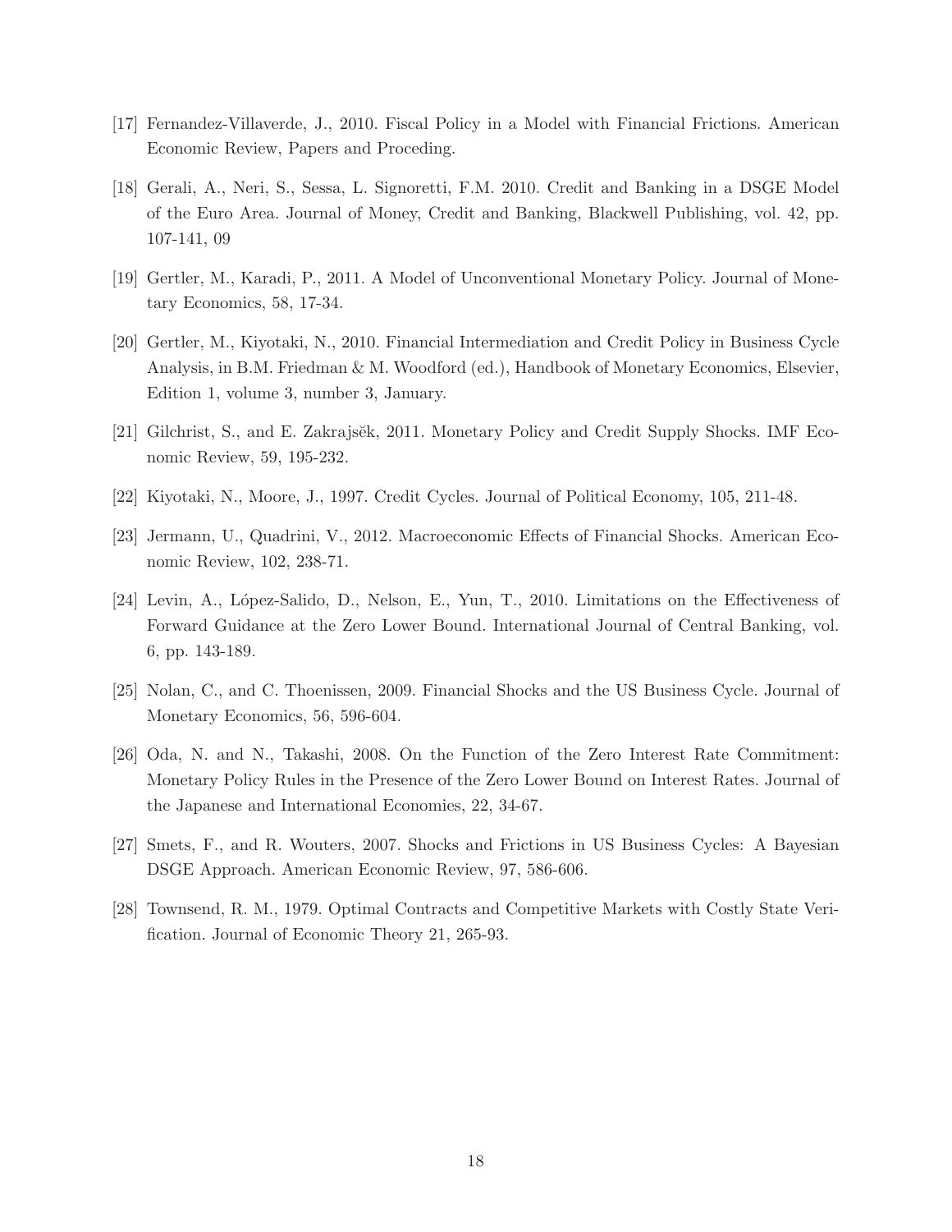[17] Fernandez-Villaverde, J., 2010. Fiscal Policy in a Model with Financial Frictions. American Economic Review, Papers and Proceding.

[18] Gerali, A., Neri, S., Sessa, L. Signoretti, F.M. 2010. Credit and Banking in a DSGE Model of the Euro Area. Journal of Money, Credit and Banking, Blackwell Publishing, vol. 42, pp. 107-141, 09

[19] Gertler, M., Karadi, P., 2011. A Model of Unconventional Monetary Policy. Journal of Monetary Economics, 58, 17-34.

[20] Gertler, M., Kiyotaki, N., 2010. Financial Intermediation and Credit Policy in Business Cycle Analysis, in B.M. Friedman & M. Woodford (ed.), Handbook of Monetary Economics, Elsevier, Edition 1, volume 3, number 3, January.

[21] Gilchrist, S., and E. Zakrajsěk, 2011. Monetary Policy and Credit Supply Shocks. IMF Economic Review, 59, 195-232.

[22] Kiyotaki, N., Moore, J., 1997. Credit Cycles. Journal of Political Economy, 105, 211-48.

[23] Jermann, U., Quadrini, V., 2012. Macroeconomic Effects of Financial Shocks. American Economic Review, 102, 238-71.

[24] Levin, A., López-Salido, D., Nelson, E., Yun, T., 2010. Limitations on the Effectiveness of Forward Guidance at the Zero Lower Bound. International Journal of Central Banking, vol. 6, pp. 143-189.

[25] Nolan, C., and C. Thoenissen, 2009. Financial Shocks and the US Business Cycle. Journal of Monetary Economics, 56, 596-604.

[26] Oda, N. and N., Takashi, 2008. On the Function of the Zero Interest Rate Commitment: Monetary Policy Rules in the Presence of the Zero Lower Bound on Interest Rates. Journal of the Japanese and International Economies, 22, 34-67.

[27] Smets, F., and R. Wouters, 2007. Shocks and Frictions in US Business Cycles: A Bayesian DSGE Approach. American Economic Review, 97, 586-606.

[28] Townsend, R. M., 1979. Optimal Contracts and Competitive Markets with Costly State Verification. Journal of Economic Theory 21, 265-93.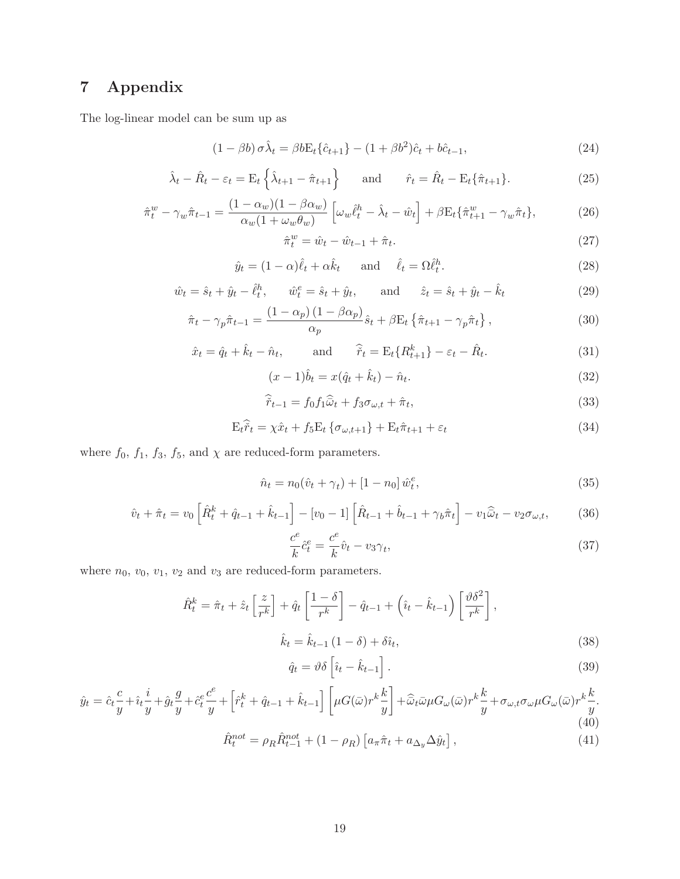# 7 Appendix

The log-linear model can be sum up as

$$(1-\beta b)\,\sigma\hat{\lambda}_t = \beta b \mathrm{E}_t\{\hat{c}_{t+1}\} - (1+\beta b^2)\hat{c}_t + b\hat{c}_{t-1}, \tag{24}$$

$$\hat{\lambda}_t - \hat{R}_t - \varepsilon_t = \mathrm{E}_t\left\{\hat{\lambda}_{t+1} - \hat{\pi}_{t+1}\right\} \qquad \text{and} \qquad \hat{r}_t = \hat{R}_t - \mathrm{E}_t\{\hat{\pi}_{t+1}\}. \tag{25}$$

$$\hat{\pi}^w_t - \gamma_w\hat{\pi}_{t-1} = \frac{(1-\alpha_w)(1-\beta\alpha_w)}{\alpha_w(1+\omega_w\theta_w)}\left[\omega_w\hat{\ell}^h_t - \hat{\lambda}_t - \hat{w}_t\right] + \beta\mathrm{E}_t\{\hat{\pi}^w_{t+1} - \gamma_w\hat{\pi}_t\}, \tag{26}$$

$$\hat{\pi}^w_t = \hat{w}_t - \hat{w}_{t-1} + \hat{\pi}_t. \tag{27}$$

$$\hat{y}_t = (1-\alpha)\hat{\ell}_t + \alpha\hat{k}_t \qquad \text{and} \qquad \hat{\ell}_t = \Omega\hat{\ell}^h_t. \tag{28}$$

$$\hat{w}_t = \hat{s}_t + \hat{y}_t - \hat{\ell}^h_t, \qquad \hat{w}^e_t = \hat{s}_t + \hat{y}_t, \qquad \text{and} \qquad \hat{z}_t = \hat{s}_t + \hat{y}_t - \hat{k}_t \tag{29}$$

$$\hat{\pi}_t - \gamma_p\hat{\pi}_{t-1} = \frac{(1-\alpha_p)(1-\beta\alpha_p)}{\alpha_p}\hat{s}_t + \beta\mathrm{E}_t\left\{\hat{\pi}_{t+1} - \gamma_p\hat{\pi}_t\right\}, \tag{30}$$

$$\hat{x}_t = \hat{q}_t + \hat{k}_t - \hat{n}_t, \qquad \text{and} \qquad \widehat{\tilde{r}}_t = \mathrm{E}_t\{R^k_{t+1}\} - \varepsilon_t - \hat{R}_t. \tag{31}$$

$$(x-1)\hat{b}_t = x(\hat{q}_t + \hat{k}_t) - \hat{n}_t. \tag{32}$$

$$\widehat{\tilde{r}}_{t-1} = f_0 f_1\widehat{\bar{\omega}}_t + f_3\sigma_{\omega,t} + \hat{\pi}_t, \tag{33}$$

$$\mathrm{E}_t\widehat{\tilde{r}}_t = \chi\hat{x}_t + f_5\mathrm{E}_t\left\{\sigma_{\omega,t+1}\right\} + \mathrm{E}_t\hat{\pi}_{t+1} + \varepsilon_t \tag{34}$$

where $f_0$, $f_1$, $f_3$, $f_5$, and $\chi$ are reduced-form parameters.

$$\hat{n}_t = n_0(\hat{v}_t + \gamma_t) + [1-n_0]\,\hat{w}^e_t, \tag{35}$$

$$\hat{v}_t + \hat{\pi}_t = v_0\left[\hat{R}^k_t + \hat{q}_{t-1} + \hat{k}_{t-1}\right] - [v_0 - 1]\left[\hat{R}_{t-1} + \hat{b}_{t-1} + \gamma_b\hat{\pi}_t\right] - v_1\widehat{\bar{\omega}}_t - v_2\sigma_{\omega,t}, \tag{36}$$

$$\frac{c^e}{k}\hat{c}^e_t = \frac{c^e}{k}\hat{v}_t - v_3\gamma_t, \tag{37}$$

where $n_0$, $v_0$, $v_1$, $v_2$ and $v_3$ are reduced-form parameters.

$$\hat{R}^k_t = \hat{\pi}_t + \hat{z}_t\left[\frac{z}{r^k}\right] + \hat{q}_t\left[\frac{1-\delta}{r^k}\right] - \hat{q}_{t-1} + \left(\hat{\imath}_t - \hat{k}_{t-1}\right)\left[\frac{\vartheta\delta^2}{r^k}\right],$$

$$\hat{k}_t = \hat{k}_{t-1}(1-\delta) + \delta\hat{\imath}_t, \tag{38}$$

$$\hat{q}_t = \vartheta\delta\left[\hat{\imath}_t - \hat{k}_{t-1}\right]. \tag{39}$$

$$\hat{y}_t = \hat{c}_t\frac{c}{y} + \hat{\imath}_t\frac{i}{y} + \hat{g}_t\frac{g}{y} + \hat{c}^e_t\frac{c^e}{y} + \left[\hat{r}^k_t + \hat{q}_{t-1} + \hat{k}_{t-1}\right]\left[\mu G(\bar{\omega})r^k\frac{k}{y}\right] + \widehat{\bar{\omega}}_t\bar{\omega}\mu G_\omega(\bar{\omega})r^k\frac{k}{y} + \sigma_{\omega,t}\sigma_\omega\mu G_\omega(\bar{\omega})r^k\frac{k}{y}. \tag{40}$$

$$\hat{R}^{not}_t = \rho_R\hat{R}^{not}_{t-1} + (1-\rho_R)\left[a_\pi\hat{\pi}_t + a_{\Delta_y}\Delta\hat{y}_t\right], \tag{41}$$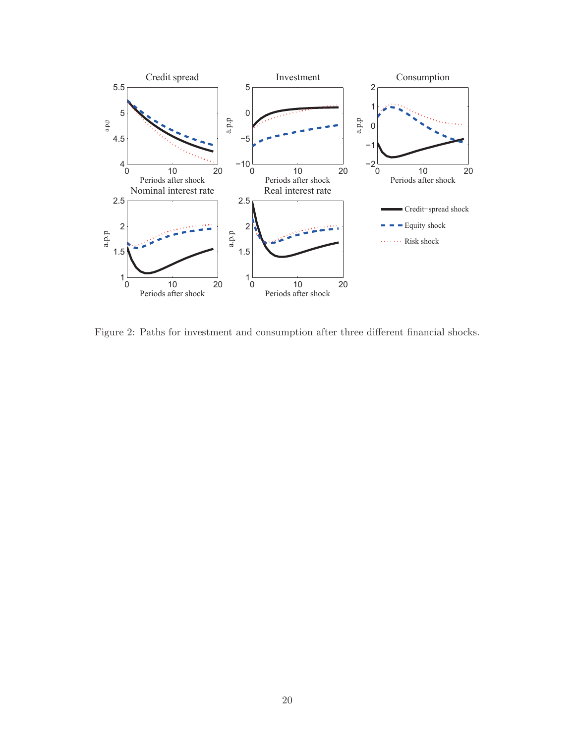Figure 2: Paths for investment and consumption after three different financial shocks.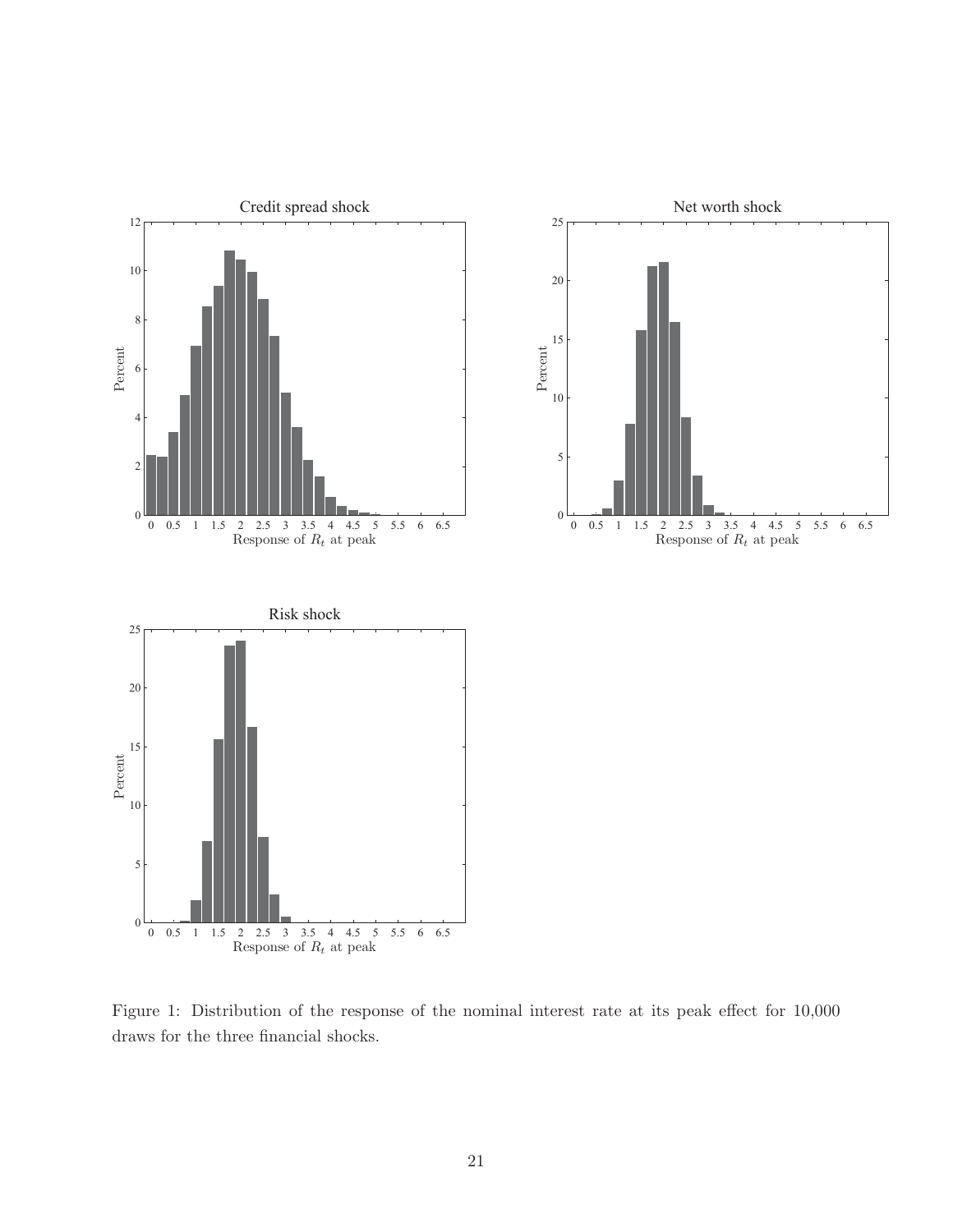Figure 1: Distribution of the response of the nominal interest rate at its peak effect for 10,000 draws for the three financial shocks.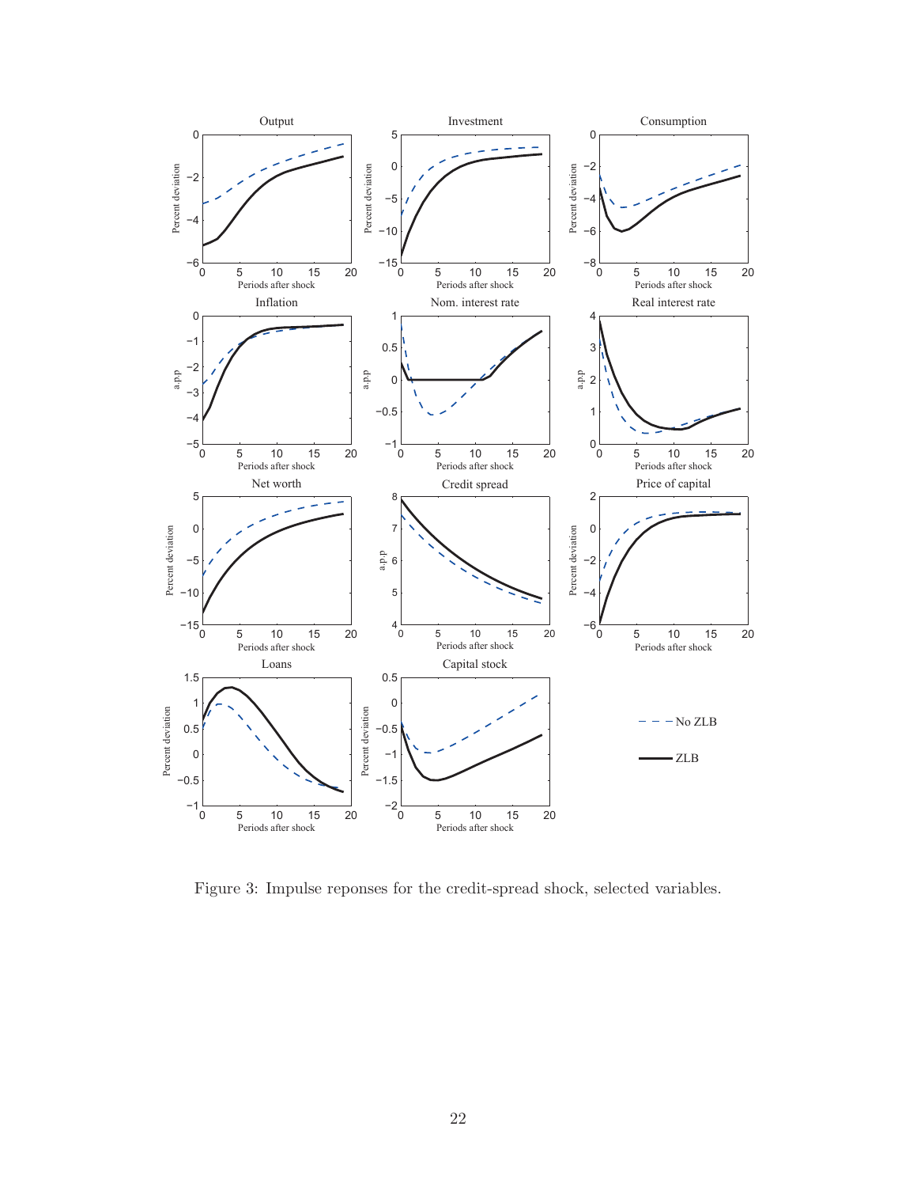Figure 3: Impulse reponses for the credit-spread shock, selected variables.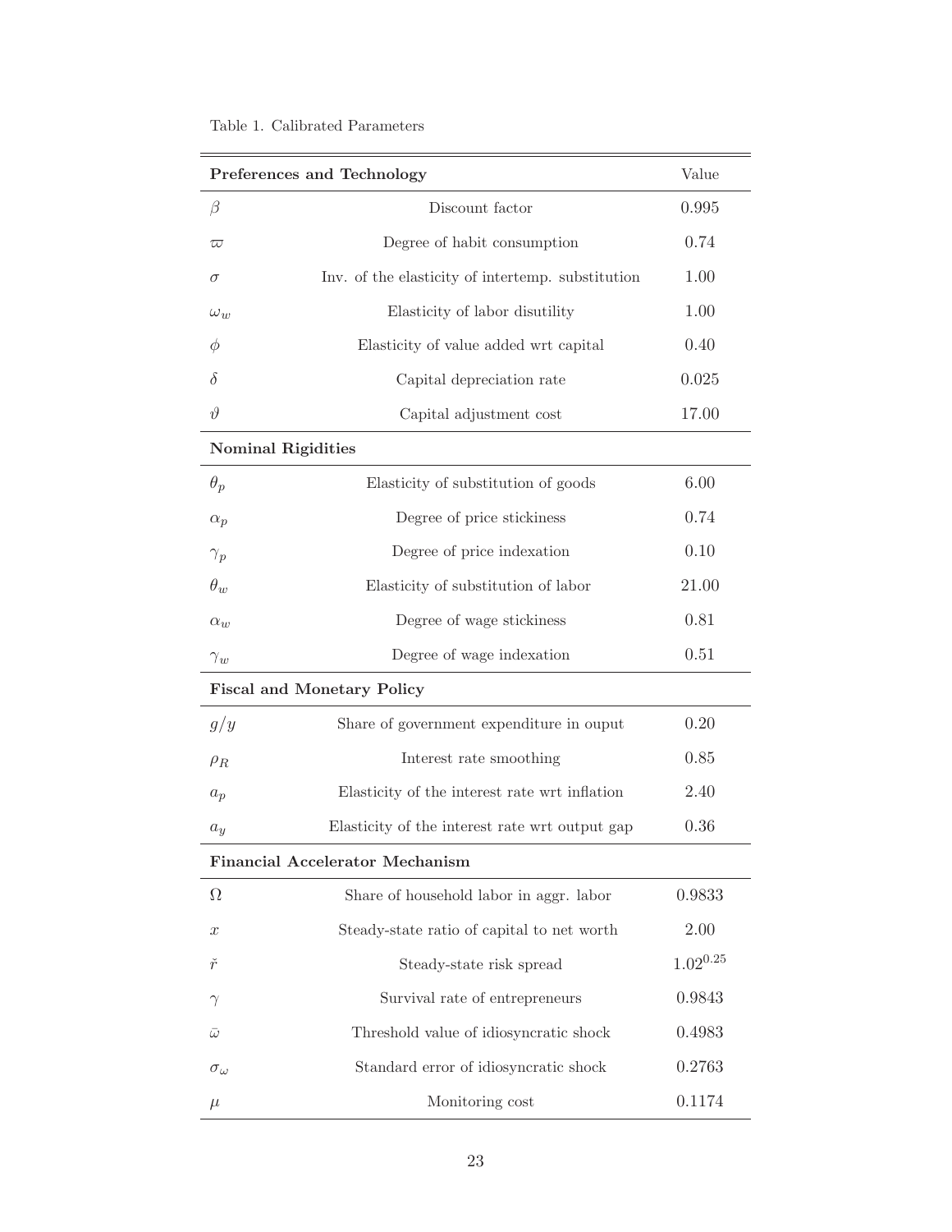Table 1. Calibrated Parameters

| **Preferences and Technology** | | Value |
|---|---|---|
| $\beta$ | Discount factor | 0.995 |
| $\varpi$ | Degree of habit consumption | 0.74 |
| $\sigma$ | Inv. of the elasticity of intertemp. substitution | 1.00 |
| $\omega_w$ | Elasticity of labor disutility | 1.00 |
| $\phi$ | Elasticity of value added wrt capital | 0.40 |
| $\delta$ | Capital depreciation rate | 0.025 |
| $\vartheta$ | Capital adjustment cost | 17.00 |
| **Nominal Rigidities** | | |
| $\theta_p$ | Elasticity of substitution of goods | 6.00 |
| $\alpha_p$ | Degree of price stickiness | 0.74 |
| $\gamma_p$ | Degree of price indexation | 0.10 |
| $\theta_w$ | Elasticity of substitution of labor | 21.00 |
| $\alpha_w$ | Degree of wage stickiness | 0.81 |
| $\gamma_w$ | Degree of wage indexation | 0.51 |
| **Fiscal and Monetary Policy** | | |
| $g/y$ | Share of government expenditure in ouput | 0.20 |
| $\rho_R$ | Interest rate smoothing | 0.85 |
| $a_p$ | Elasticity of the interest rate wrt inflation | 2.40 |
| $a_y$ | Elasticity of the interest rate wrt output gap | 0.36 |
| **Financial Accelerator Mechanism** | | |
| $\Omega$ | Share of household labor in aggr. labor | 0.9833 |
| $x$ | Steady-state ratio of capital to net worth | 2.00 |
| $\check{r}$ | Steady-state risk spread | $1.02^{0.25}$ |
| $\gamma$ | Survival rate of entrepreneurs | 0.9843 |
| $\bar{\omega}$ | Threshold value of idiosyncratic shock | 0.4983 |
| $\sigma_\omega$ | Standard error of idiosyncratic shock | 0.2763 |
| $\mu$ | Monitoring cost | 0.1174 |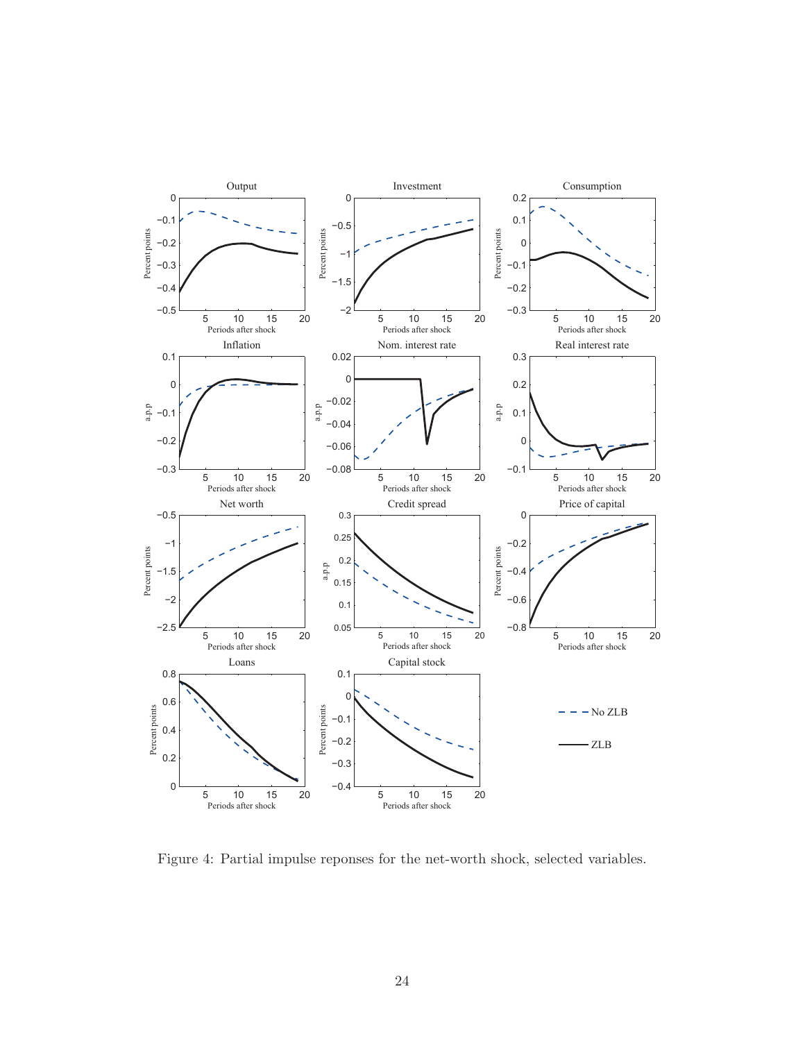Figure 4: Partial impulse reponses for the net-worth shock, selected variables.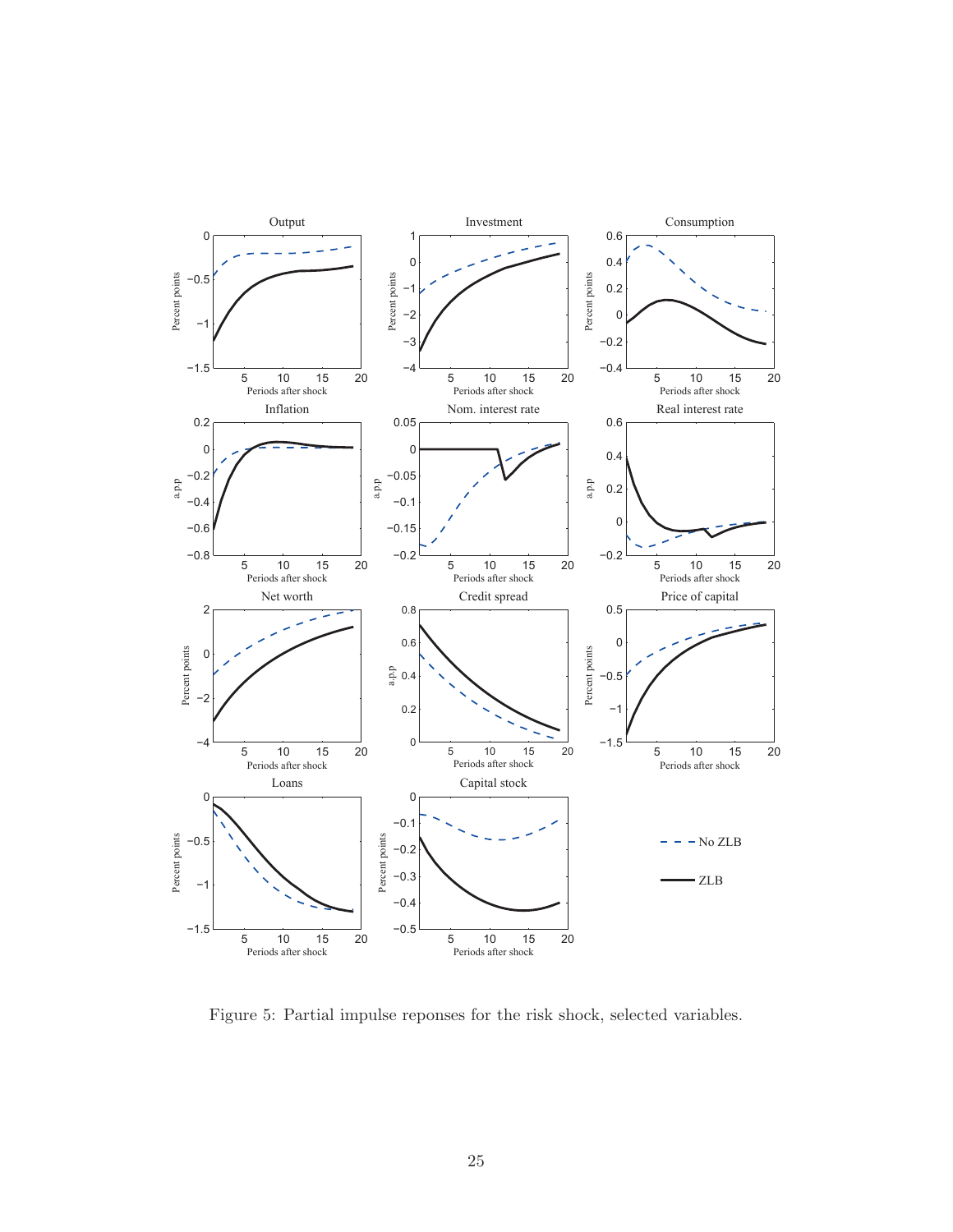Figure 5: Partial impulse reponses for the risk shock, selected variables.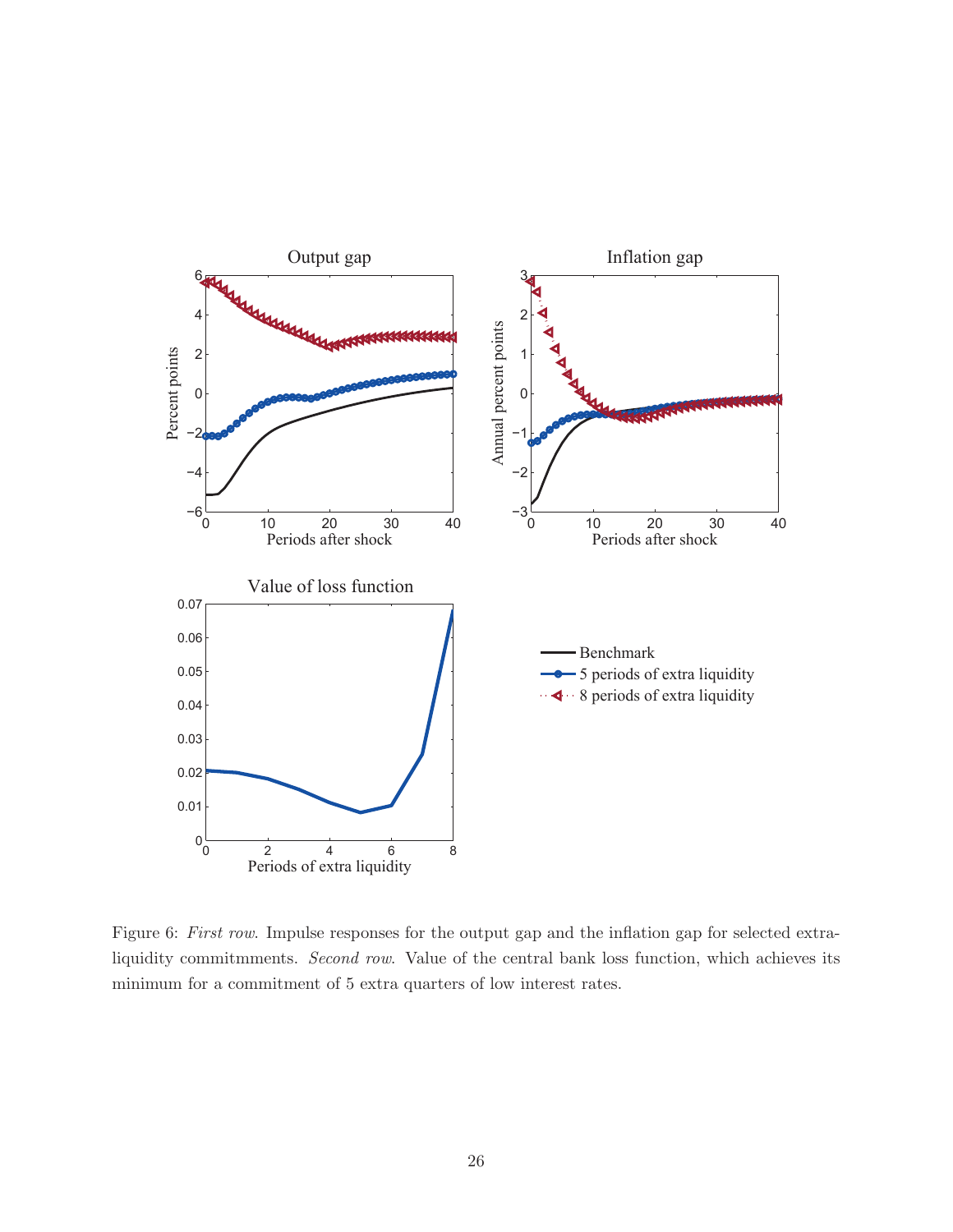Output gap

Percent points

6
4
2
0
−2
−4
−6

0 10 20 30 40

Periods after shock

Inflation gap

Annual percent points

3
2
1
0
−1
−2
−3

0 10 20 30 40

Periods after shock

Value of loss function

0.07
0.06
0.05
0.04
0.03
0.02
0.01
0

0 2 4 6 8

Periods of extra liquidity

Benchmark

5 periods of extra liquidity

8 periods of extra liquidity

Figure 6: *First row*. Impulse responses for the output gap and the inflation gap for selected extra-liquidity commitmments. *Second row*. Value of the central bank loss function, which achieves its minimum for a commitment of 5 extra quarters of low interest rates.